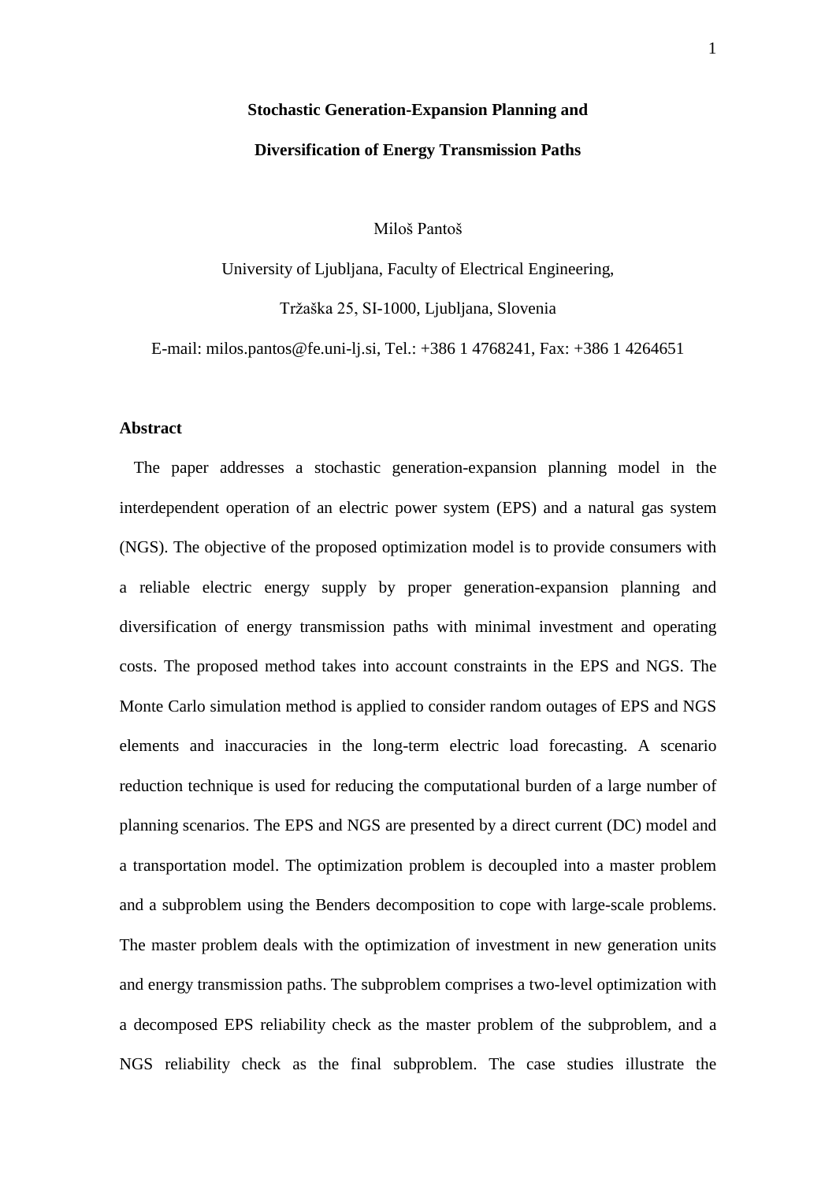# Stochastic Generation-Expansion Planning and Diversification of Energy Transmission Paths

Miloš Pantoš

University of Ljubljana, Faculty of Electrical Engineering,

Tržaška 25, SI-1000, Ljubljana, Slovenia

E-mail: milos.pantos@fe.uni-lj.si, Tel.: +386 1 4768241, Fax: +386 1 4264651

## Abstract

The paper addresses a stochastic generation-expansion planning model in the interdependent operation of an electric power system (EPS) and a natural gas system (NGS). The objective of the proposed optimization model is to provide consumers with a reliable electric energy supply by proper generation-expansion planning and diversification of energy transmission paths with minimal investment and operating costs. The proposed method takes into account constraints in the EPS and NGS. The Monte Carlo simulation method is applied to consider random outages of EPS and NGS elements and inaccuracies in the long-term electric load forecasting. A scenario reduction technique is used for reducing the computational burden of a large number of planning scenarios. The EPS and NGS are presented by a direct current (DC) model and a transportation model. The optimization problem is decoupled into a master problem and a subproblem using the Benders decomposition to cope with large-scale problems. The master problem deals with the optimization of investment in new generation units and energy transmission paths. The subproblem comprises a two-level optimization with a decomposed EPS reliability check as the master problem of the subproblem, and a NGS reliability check as the final subproblem. The case studies illustrate the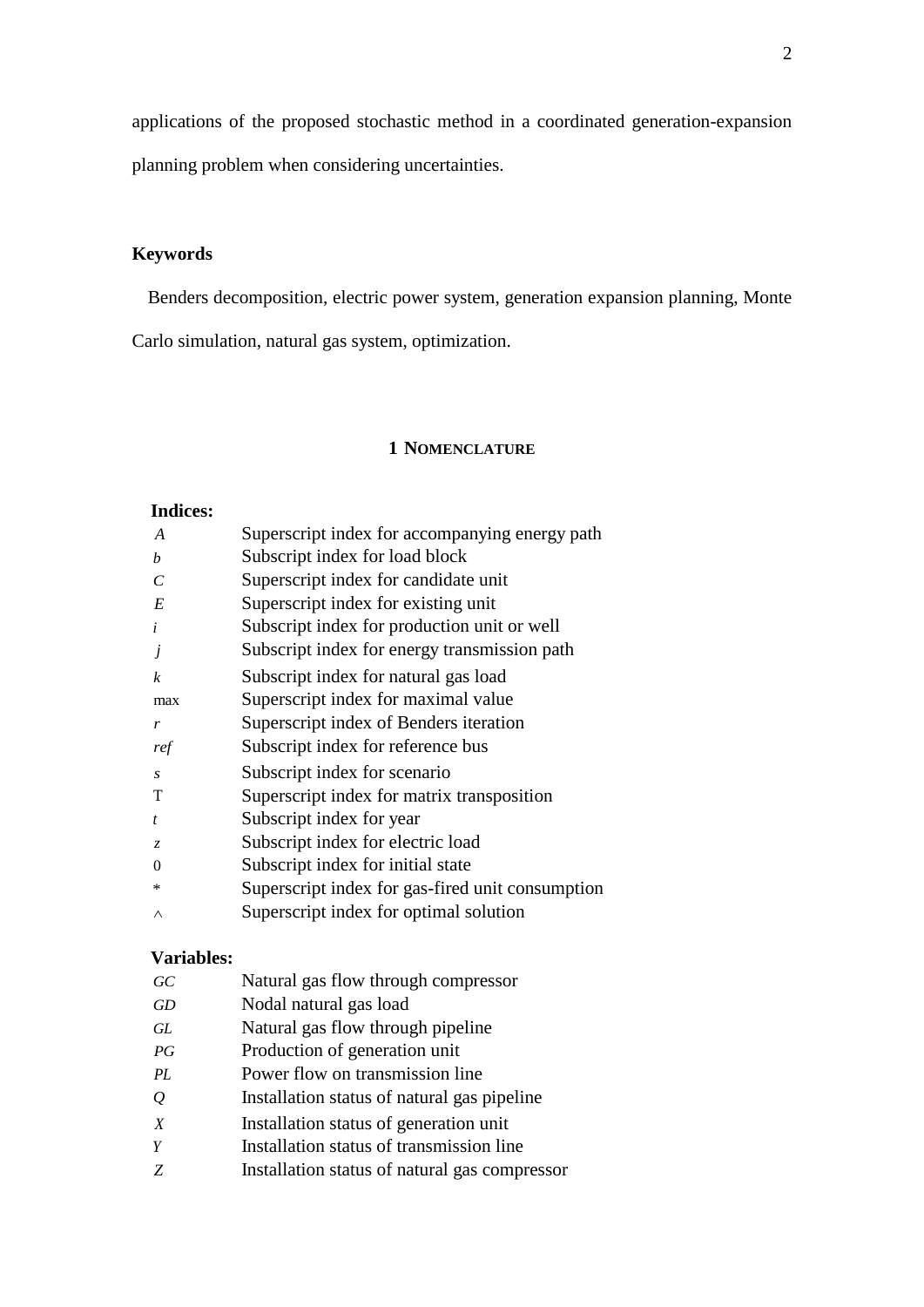applications of the proposed stochastic method in a coordinated generation-expansion planning problem when considering uncertainties.

### Keywords

Benders decomposition, electric power system, generation expansion planning, Monte Carlo simulation, natural gas system, optimization.

## 1 Nomenclature

**Indices:**

| | |
|---|---|
| $A$ | Superscript index for accompanying energy path |
| $b$ | Subscript index for load block |
| $C$ | Superscript index for candidate unit |
| $E$ | Superscript index for existing unit |
| $i$ | Subscript index for production unit or well |
| $j$ | Subscript index for energy transmission path |
| $k$ | Subscript index for natural gas load |
| max | Superscript index for maximal value |
| $r$ | Superscript index of Benders iteration |
| $ref$ | Subscript index for reference bus |
| $s$ | Subscript index for scenario |
| T | Superscript index for matrix transposition |
| $t$ | Subscript index for year |
| $z$ | Subscript index for electric load |
| 0 | Subscript index for initial state |
| * | Superscript index for gas-fired unit consumption |
| ^ | Superscript index for optimal solution |

**Variables:**

| | |
|---|---|
| $GC$ | Natural gas flow through compressor |
| $GD$ | Nodal natural gas load |
| $GL$ | Natural gas flow through pipeline |
| $PG$ | Production of generation unit |
| $PL$ | Power flow on transmission line |
| $Q$ | Installation status of natural gas pipeline |
| $X$ | Installation status of generation unit |
| $Y$ | Installation status of transmission line |
| $Z$ | Installation status of natural gas compressor |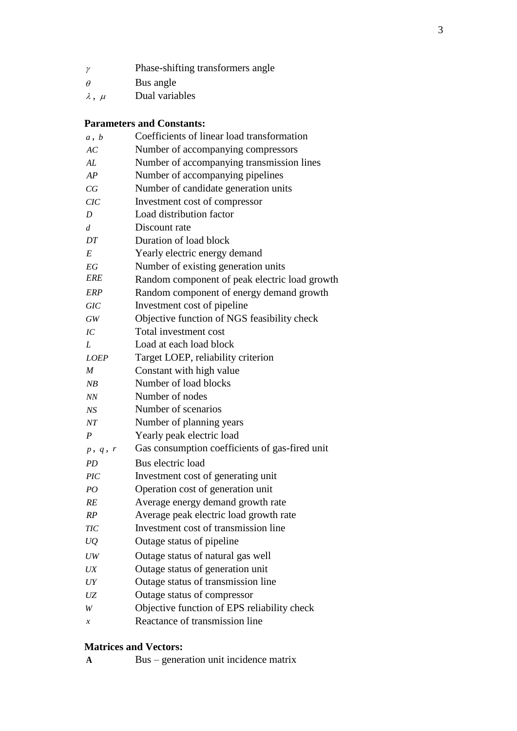| | |
|---|---|
| $\gamma$ | Phase-shifting transformers angle |
| $\theta$ | Bus angle |
| $\lambda$, $\mu$ | Dual variables |

**Parameters and Constants:**

| | |
|---|---|
| $a$, $b$ | Coefficients of linear load transformation |
| $AC$ | Number of accompanying compressors |
| $AL$ | Number of accompanying transmission lines |
| $AP$ | Number of accompanying pipelines |
| $CG$ | Number of candidate generation units |
| $CIC$ | Investment cost of compressor |
| $D$ | Load distribution factor |
| $d$ | Discount rate |
| $DT$ | Duration of load block |
| $E$ | Yearly electric energy demand |
| $EG$ | Number of existing generation units |
| $ERE$ | Random component of peak electric load growth |
| $ERP$ | Random component of energy demand growth |
| $GIC$ | Investment cost of pipeline |
| $GW$ | Objective function of NGS feasibility check |
| $IC$ | Total investment cost |
| $L$ | Load at each load block |
| $LOEP$ | Target LOEP, reliability criterion |
| $M$ | Constant with high value |
| $NB$ | Number of load blocks |
| $NN$ | Number of nodes |
| $NS$ | Number of scenarios |
| $NT$ | Number of planning years |
| $P$ | Yearly peak electric load |
| $p$, $q$, $r$ | Gas consumption coefficients of gas-fired unit |
| $PD$ | Bus electric load |
| $PIC$ | Investment cost of generating unit |
| $PO$ | Operation cost of generation unit |
| $RE$ | Average energy demand growth rate |
| $RP$ | Average peak electric load growth rate |
| $TIC$ | Investment cost of transmission line |
| $UQ$ | Outage status of pipeline |
| $UW$ | Outage status of natural gas well |
| $UX$ | Outage status of generation unit |
| $UY$ | Outage status of transmission line |
| $UZ$ | Outage status of compressor |
| $W$ | Objective function of EPS reliability check |
| $x$ | Reactance of transmission line |

**Matrices and Vectors:**

| | |
|---|---|
| $\mathbf{A}$ | Bus – generation unit incidence matrix |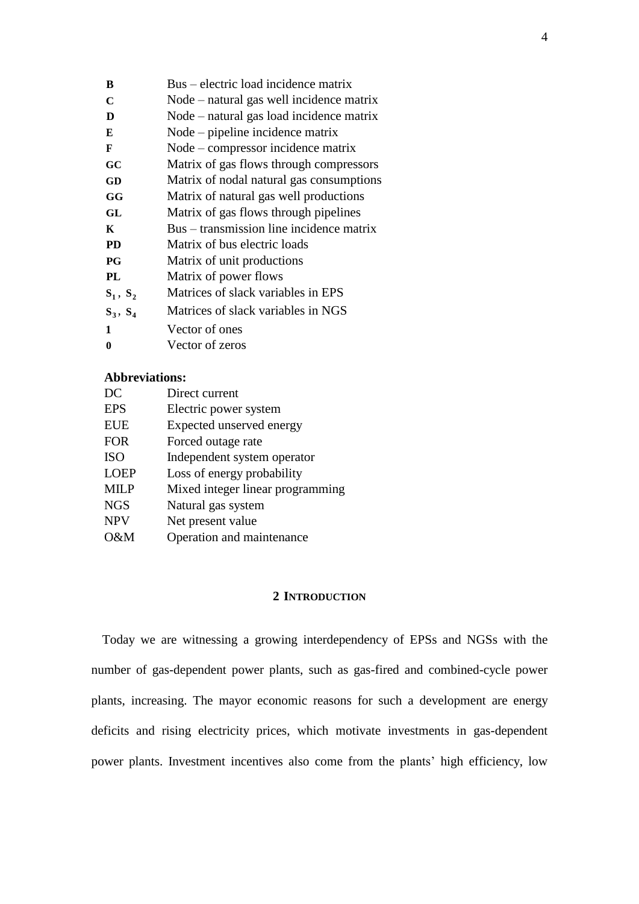| | |
|---|---|
| **B** | Bus – electric load incidence matrix |
| **C** | Node – natural gas well incidence matrix |
| **D** | Node – natural gas load incidence matrix |
| **E** | Node – pipeline incidence matrix |
| **F** | Node – compressor incidence matrix |
| **GC** | Matrix of gas flows through compressors |
| **GD** | Matrix of nodal natural gas consumptions |
| **GG** | Matrix of natural gas well productions |
| **GL** | Matrix of gas flows through pipelines |
| **K** | Bus – transmission line incidence matrix |
| **PD** | Matrix of bus electric loads |
| **PG** | Matrix of unit productions |
| **PL** | Matrix of power flows |
| $\mathbf{S_1}$, $\mathbf{S_2}$ | Matrices of slack variables in EPS |
| $\mathbf{S_3}$, $\mathbf{S_4}$ | Matrices of slack variables in NGS |
| **1** | Vector of ones |
| **0** | Vector of zeros |

**Abbreviations:**

| | |
|---|---|
| DC | Direct current |
| EPS | Electric power system |
| EUE | Expected unserved energy |
| FOR | Forced outage rate |
| ISO | Independent system operator |
| LOEP | Loss of energy probability |
| MILP | Mixed integer linear programming |
| NGS | Natural gas system |
| NPV | Net present value |
| O&M | Operation and maintenance |

## 2 Introduction

Today we are witnessing a growing interdependency of EPSs and NGSs with the number of gas-dependent power plants, such as gas-fired and combined-cycle power plants, increasing. The mayor economic reasons for such a development are energy deficits and rising electricity prices, which motivate investments in gas-dependent power plants. Investment incentives also come from the plants' high efficiency, low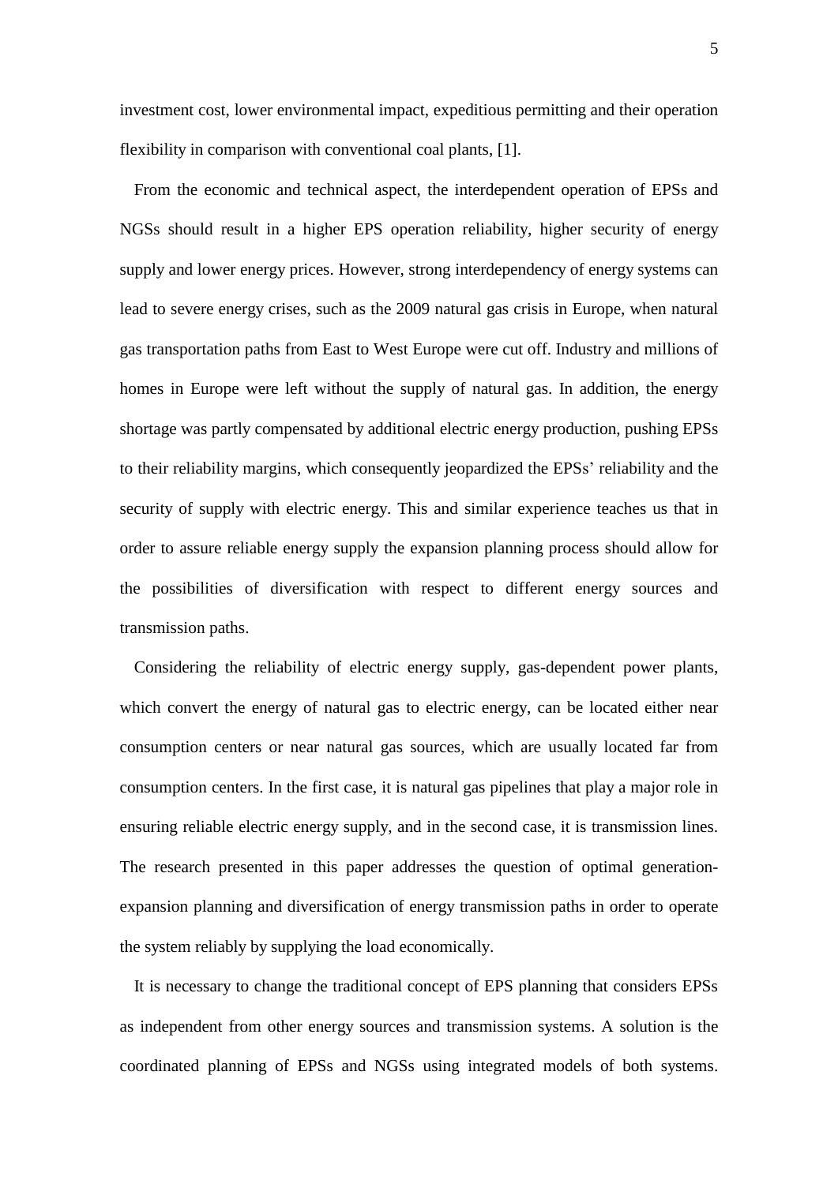investment cost, lower environmental impact, expeditious permitting and their operation flexibility in comparison with conventional coal plants, [1].

From the economic and technical aspect, the interdependent operation of EPSs and NGSs should result in a higher EPS operation reliability, higher security of energy supply and lower energy prices. However, strong interdependency of energy systems can lead to severe energy crises, such as the 2009 natural gas crisis in Europe, when natural gas transportation paths from East to West Europe were cut off. Industry and millions of homes in Europe were left without the supply of natural gas. In addition, the energy shortage was partly compensated by additional electric energy production, pushing EPSs to their reliability margins, which consequently jeopardized the EPSs' reliability and the security of supply with electric energy. This and similar experience teaches us that in order to assure reliable energy supply the expansion planning process should allow for the possibilities of diversification with respect to different energy sources and transmission paths.

Considering the reliability of electric energy supply, gas-dependent power plants, which convert the energy of natural gas to electric energy, can be located either near consumption centers or near natural gas sources, which are usually located far from consumption centers. In the first case, it is natural gas pipelines that play a major role in ensuring reliable electric energy supply, and in the second case, it is transmission lines. The research presented in this paper addresses the question of optimal generation-expansion planning and diversification of energy transmission paths in order to operate the system reliably by supplying the load economically.

It is necessary to change the traditional concept of EPS planning that considers EPSs as independent from other energy sources and transmission systems. A solution is the coordinated planning of EPSs and NGSs using integrated models of both systems.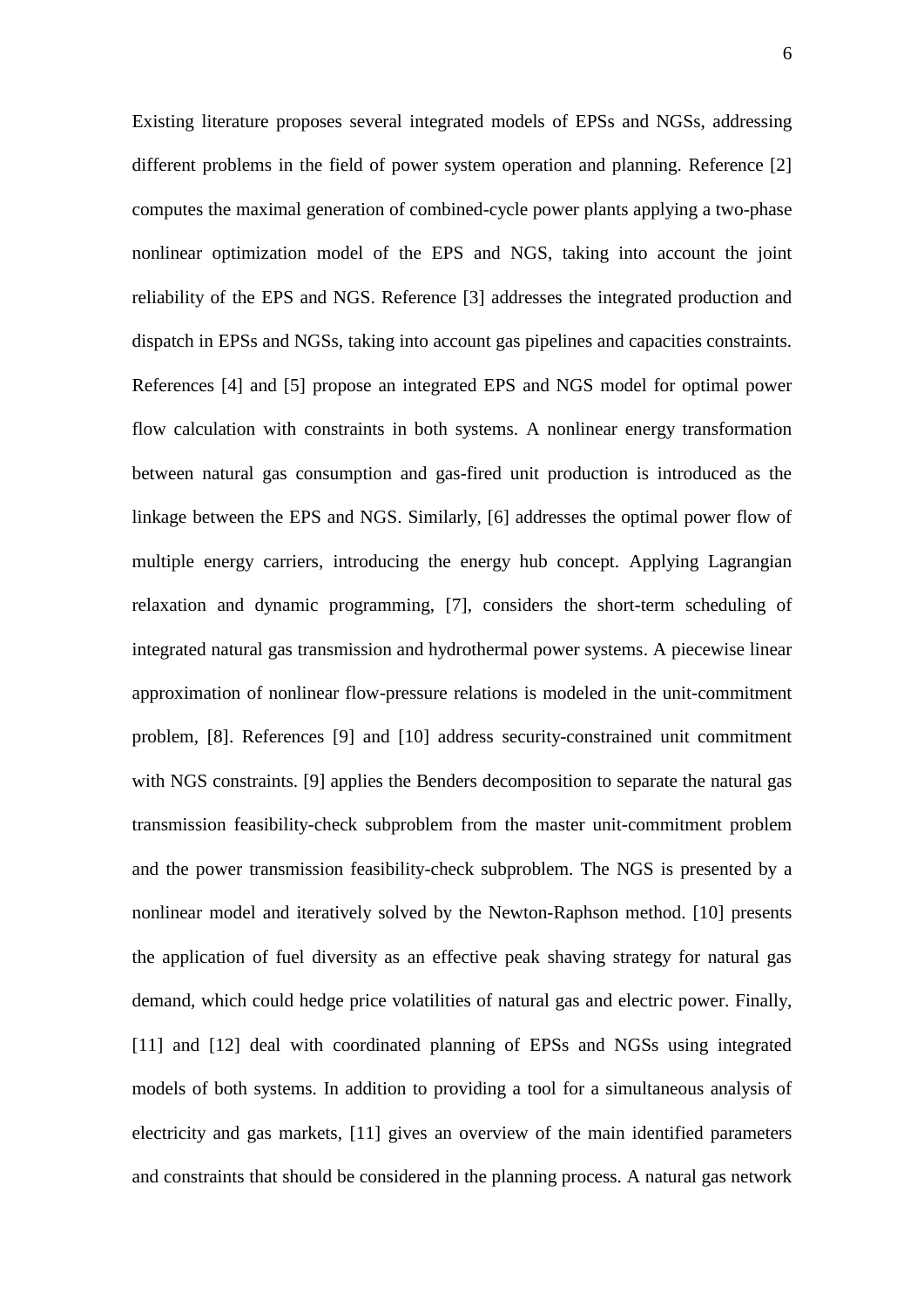Existing literature proposes several integrated models of EPSs and NGSs, addressing different problems in the field of power system operation and planning. Reference [2] computes the maximal generation of combined-cycle power plants applying a two-phase nonlinear optimization model of the EPS and NGS, taking into account the joint reliability of the EPS and NGS. Reference [3] addresses the integrated production and dispatch in EPSs and NGSs, taking into account gas pipelines and capacities constraints. References [4] and [5] propose an integrated EPS and NGS model for optimal power flow calculation with constraints in both systems. A nonlinear energy transformation between natural gas consumption and gas-fired unit production is introduced as the linkage between the EPS and NGS. Similarly, [6] addresses the optimal power flow of multiple energy carriers, introducing the energy hub concept. Applying Lagrangian relaxation and dynamic programming, [7], considers the short-term scheduling of integrated natural gas transmission and hydrothermal power systems. A piecewise linear approximation of nonlinear flow-pressure relations is modeled in the unit-commitment problem, [8]. References [9] and [10] address security-constrained unit commitment with NGS constraints. [9] applies the Benders decomposition to separate the natural gas transmission feasibility-check subproblem from the master unit-commitment problem and the power transmission feasibility-check subproblem. The NGS is presented by a nonlinear model and iteratively solved by the Newton-Raphson method. [10] presents the application of fuel diversity as an effective peak shaving strategy for natural gas demand, which could hedge price volatilities of natural gas and electric power. Finally, [11] and [12] deal with coordinated planning of EPSs and NGSs using integrated models of both systems. In addition to providing a tool for a simultaneous analysis of electricity and gas markets, [11] gives an overview of the main identified parameters and constraints that should be considered in the planning process. A natural gas network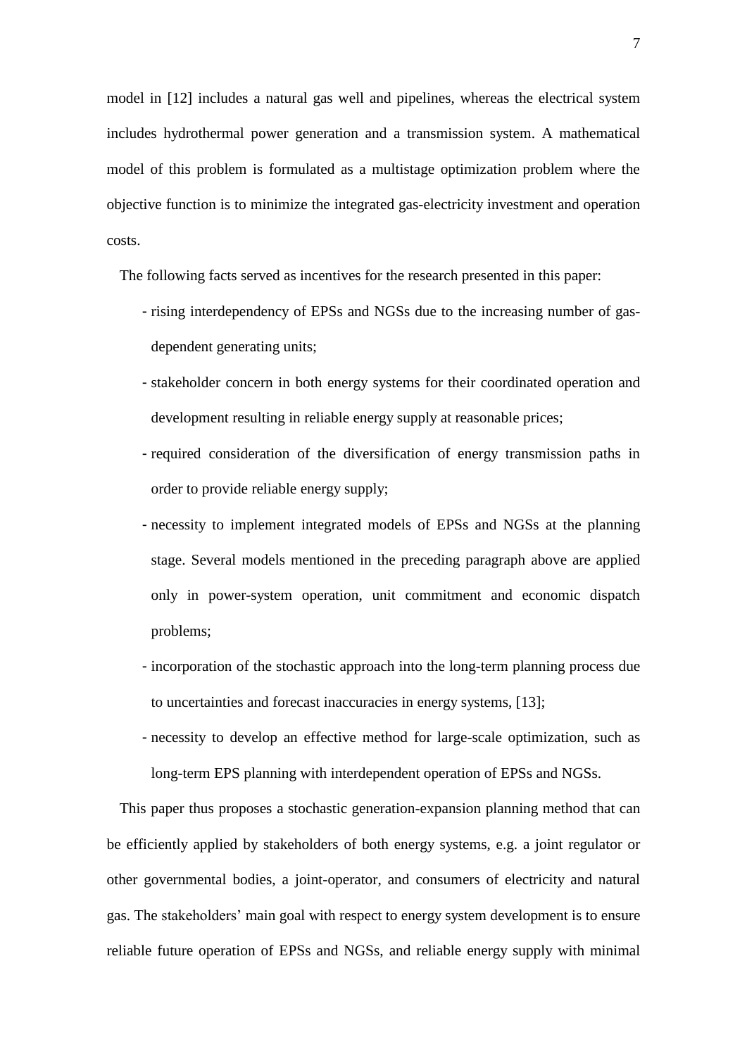model in [12] includes a natural gas well and pipelines, whereas the electrical system includes hydrothermal power generation and a transmission system. A mathematical model of this problem is formulated as a multistage optimization problem where the objective function is to minimize the integrated gas-electricity investment and operation costs.

The following facts served as incentives for the research presented in this paper:

- rising interdependency of EPSs and NGSs due to the increasing number of gas-dependent generating units;
- stakeholder concern in both energy systems for their coordinated operation and development resulting in reliable energy supply at reasonable prices;
- required consideration of the diversification of energy transmission paths in order to provide reliable energy supply;
- necessity to implement integrated models of EPSs and NGSs at the planning stage. Several models mentioned in the preceding paragraph above are applied only in power-system operation, unit commitment and economic dispatch problems;
- incorporation of the stochastic approach into the long-term planning process due to uncertainties and forecast inaccuracies in energy systems, [13];
- necessity to develop an effective method for large-scale optimization, such as long-term EPS planning with interdependent operation of EPSs and NGSs.

This paper thus proposes a stochastic generation-expansion planning method that can be efficiently applied by stakeholders of both energy systems, e.g. a joint regulator or other governmental bodies, a joint-operator, and consumers of electricity and natural gas. The stakeholders' main goal with respect to energy system development is to ensure reliable future operation of EPSs and NGSs, and reliable energy supply with minimal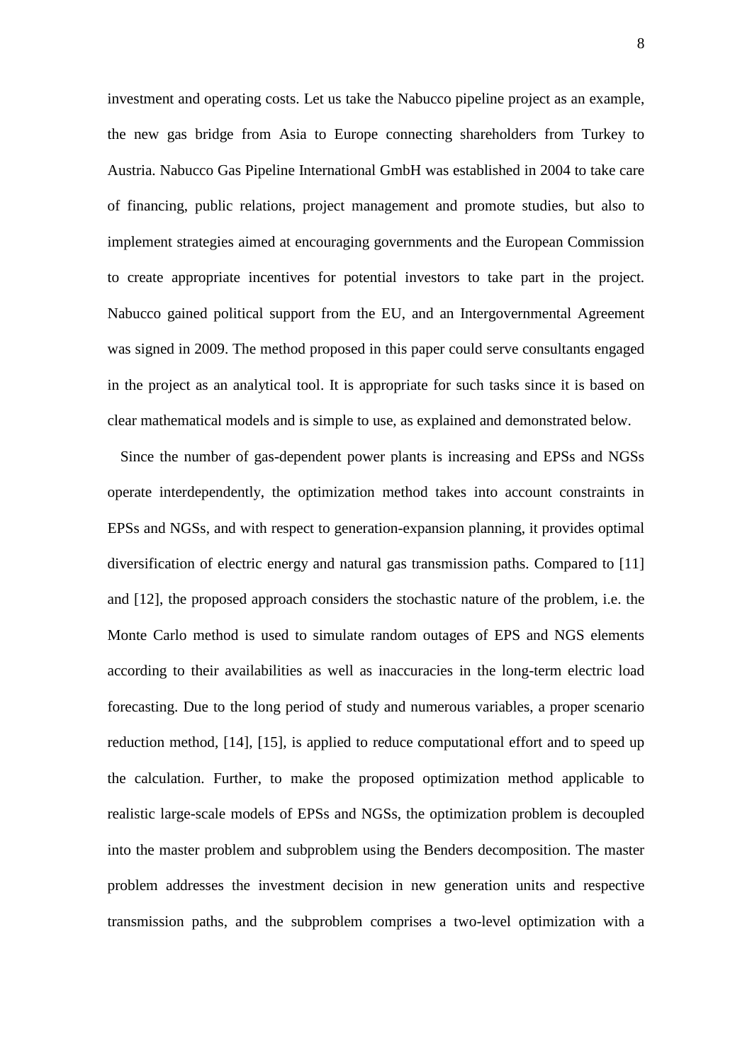investment and operating costs. Let us take the Nabucco pipeline project as an example, the new gas bridge from Asia to Europe connecting shareholders from Turkey to Austria. Nabucco Gas Pipeline International GmbH was established in 2004 to take care of financing, public relations, project management and promote studies, but also to implement strategies aimed at encouraging governments and the European Commission to create appropriate incentives for potential investors to take part in the project. Nabucco gained political support from the EU, and an Intergovernmental Agreement was signed in 2009. The method proposed in this paper could serve consultants engaged in the project as an analytical tool. It is appropriate for such tasks since it is based on clear mathematical models and is simple to use, as explained and demonstrated below.

Since the number of gas-dependent power plants is increasing and EPSs and NGSs operate interdependently, the optimization method takes into account constraints in EPSs and NGSs, and with respect to generation-expansion planning, it provides optimal diversification of electric energy and natural gas transmission paths. Compared to [11] and [12], the proposed approach considers the stochastic nature of the problem, i.e. the Monte Carlo method is used to simulate random outages of EPS and NGS elements according to their availabilities as well as inaccuracies in the long-term electric load forecasting. Due to the long period of study and numerous variables, a proper scenario reduction method, [14], [15], is applied to reduce computational effort and to speed up the calculation. Further, to make the proposed optimization method applicable to realistic large-scale models of EPSs and NGSs, the optimization problem is decoupled into the master problem and subproblem using the Benders decomposition. The master problem addresses the investment decision in new generation units and respective transmission paths, and the subproblem comprises a two-level optimization with a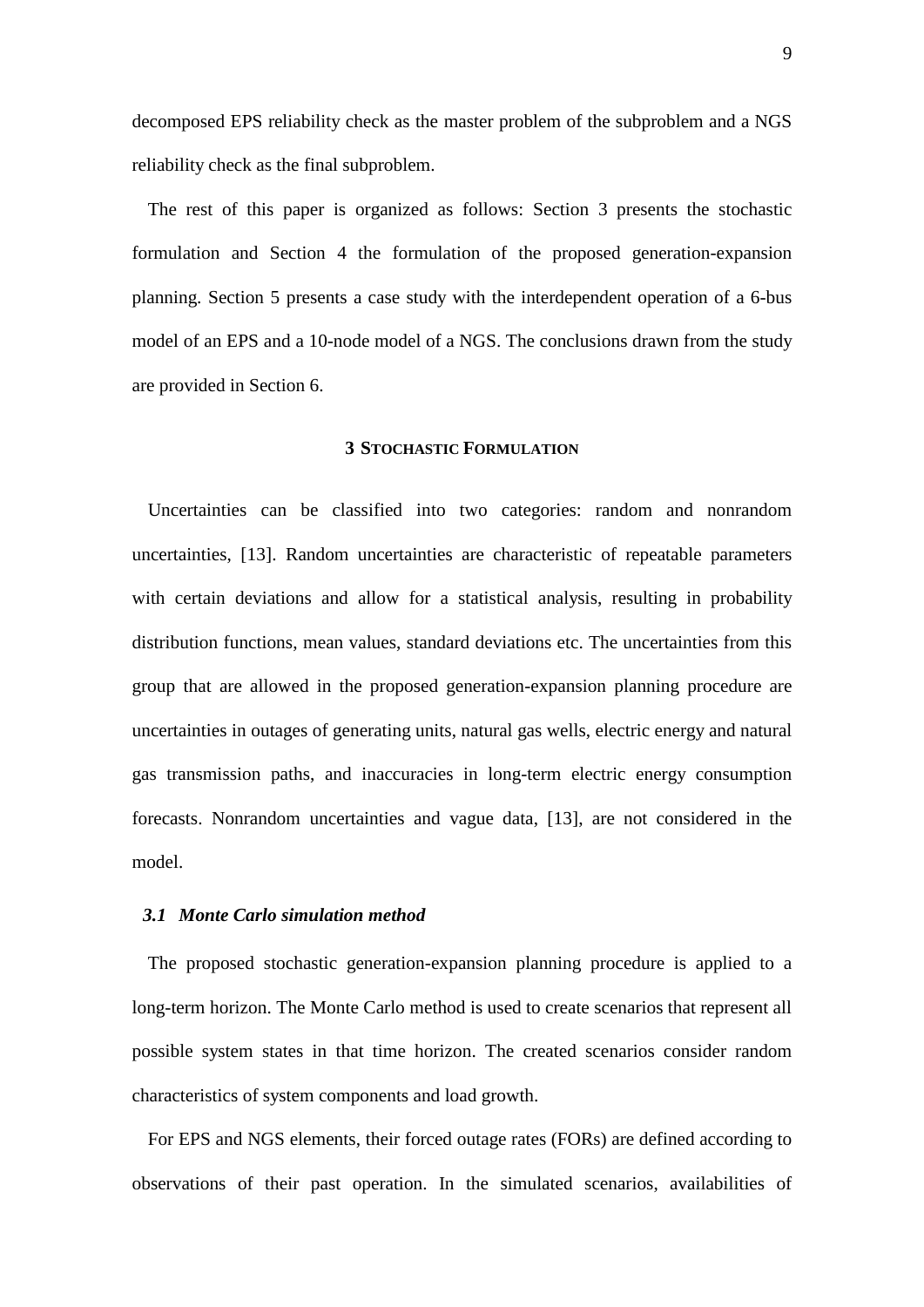decomposed EPS reliability check as the master problem of the subproblem and a NGS reliability check as the final subproblem.

The rest of this paper is organized as follows: Section 3 presents the stochastic formulation and Section 4 the formulation of the proposed generation-expansion planning. Section 5 presents a case study with the interdependent operation of a 6-bus model of an EPS and a 10-node model of a NGS. The conclusions drawn from the study are provided in Section 6.

## 3 Stochastic Formulation

Uncertainties can be classified into two categories: random and nonrandom uncertainties, [13]. Random uncertainties are characteristic of repeatable parameters with certain deviations and allow for a statistical analysis, resulting in probability distribution functions, mean values, standard deviations etc. The uncertainties from this group that are allowed in the proposed generation-expansion planning procedure are uncertainties in outages of generating units, natural gas wells, electric energy and natural gas transmission paths, and inaccuracies in long-term electric energy consumption forecasts. Nonrandom uncertainties and vague data, [13], are not considered in the model.

### *3.1 Monte Carlo simulation method*

The proposed stochastic generation-expansion planning procedure is applied to a long-term horizon. The Monte Carlo method is used to create scenarios that represent all possible system states in that time horizon. The created scenarios consider random characteristics of system components and load growth.

For EPS and NGS elements, their forced outage rates (FORs) are defined according to observations of their past operation. In the simulated scenarios, availabilities of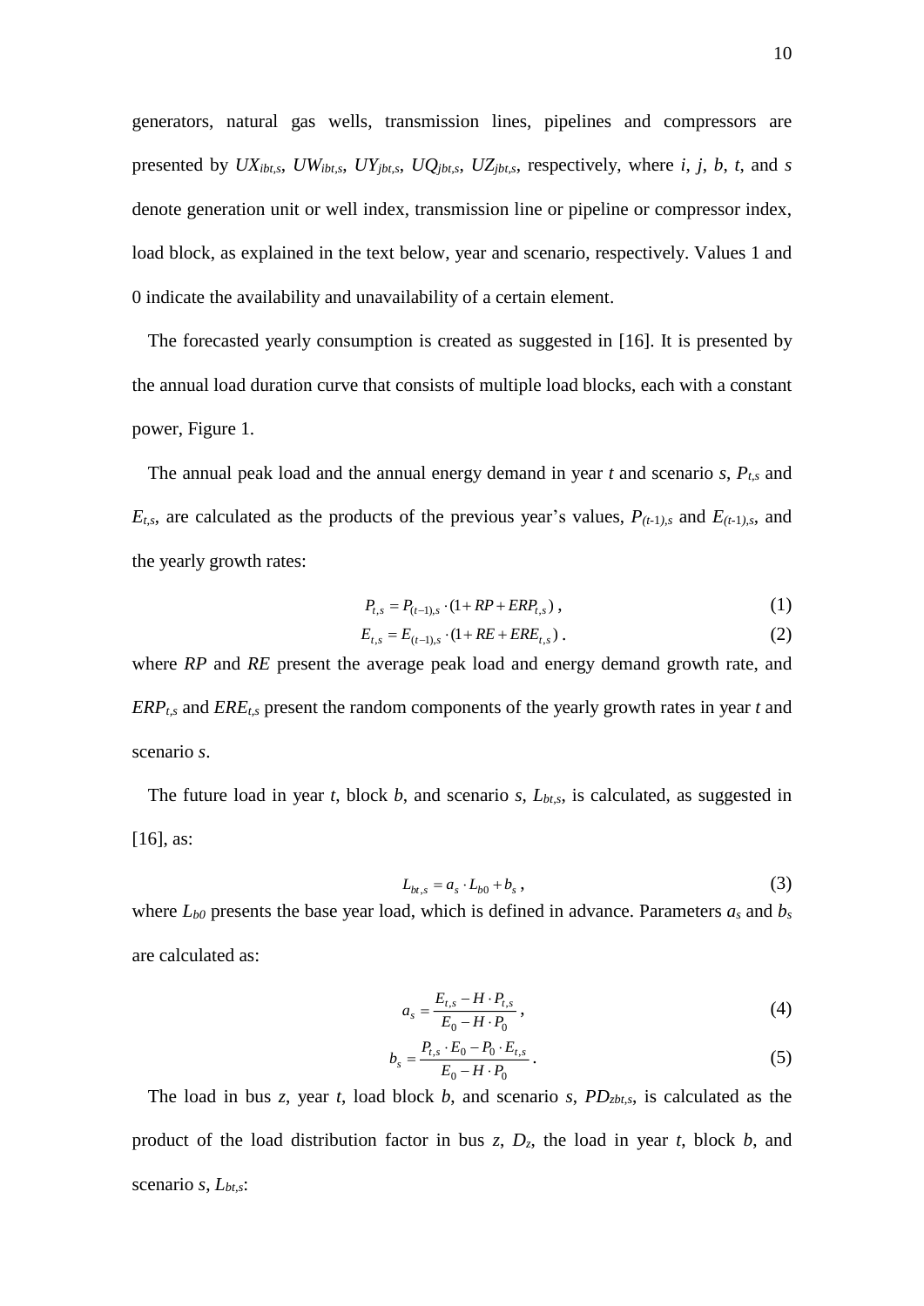generators, natural gas wells, transmission lines, pipelines and compressors are presented by $UX_{ibt,s}$, $UW_{ibt,s}$, $UY_{jbt,s}$, $UQ_{jbt,s}$, $UZ_{jbt,s}$, respectively, where $i$, $j$, $b$, $t$, and $s$ denote generation unit or well index, transmission line or pipeline or compressor index, load block, as explained in the text below, year and scenario, respectively. Values 1 and 0 indicate the availability and unavailability of a certain element.

The forecasted yearly consumption is created as suggested in [16]. It is presented by the annual load duration curve that consists of multiple load blocks, each with a constant power, Figure 1.

The annual peak load and the annual energy demand in year $t$ and scenario $s$, $P_{t,s}$ and $E_{t,s}$, are calculated as the products of the previous year's values, $P_{(t-1),s}$ and $E_{(t-1),s}$, and the yearly growth rates:

$$P_{t,s} = P_{(t-1),s} \cdot (1 + RP + ERP_{t,s}) \,, \tag{1}$$

$$E_{t,s} = E_{(t-1),s} \cdot (1 + RE + ERE_{t,s}) \,. \tag{2}$$

where $RP$ and $RE$ present the average peak load and energy demand growth rate, and $ERP_{t,s}$ and $ERE_{t,s}$ present the random components of the yearly growth rates in year $t$ and scenario $s$.

The future load in year $t$, block $b$, and scenario $s$, $L_{bt,s}$, is calculated, as suggested in [16], as:

$$L_{bt,s} = a_s \cdot L_{b0} + b_s \,, \tag{3}$$

where $L_{b0}$ presents the base year load, which is defined in advance. Parameters $a_s$ and $b_s$ are calculated as:

$$a_s = \frac{E_{t,s} - H \cdot P_{t,s}}{E_0 - H \cdot P_0} \,, \tag{4}$$

$$b_s = \frac{P_{t,s} \cdot E_0 - P_0 \cdot E_{t,s}}{E_0 - H \cdot P_0} \,. \tag{5}$$

The load in bus $z$, year $t$, load block $b$, and scenario $s$, $PD_{zbt,s}$, is calculated as the product of the load distribution factor in bus $z$, $D_z$, the load in year $t$, block $b$, and scenario $s$, $L_{bt,s}$: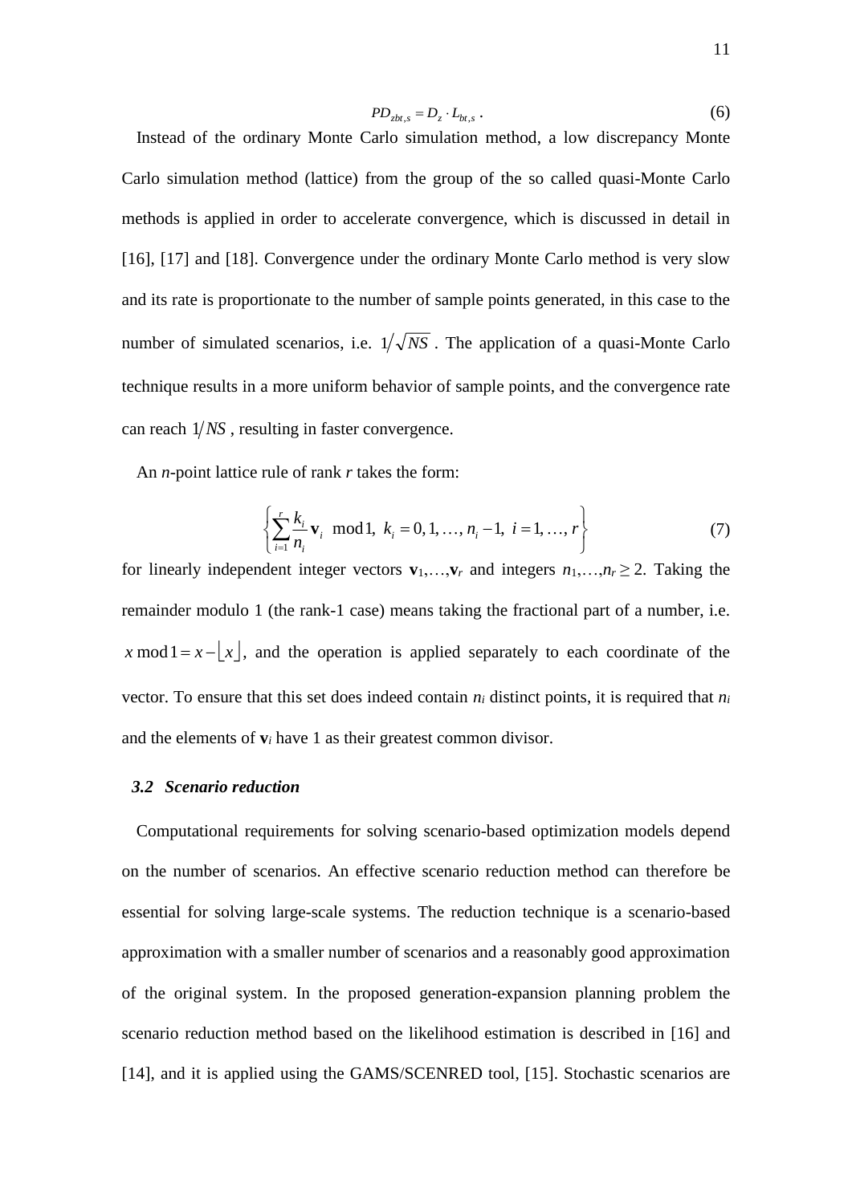$$PD_{zbt,s} = D_z \cdot L_{bt,s} \,. \tag{6}$$

Instead of the ordinary Monte Carlo simulation method, a low discrepancy Monte Carlo simulation method (lattice) from the group of the so called quasi-Monte Carlo methods is applied in order to accelerate convergence, which is discussed in detail in [16], [17] and [18]. Convergence under the ordinary Monte Carlo method is very slow and its rate is proportionate to the number of sample points generated, in this case to the number of simulated scenarios, i.e. $1/\sqrt{NS}$. The application of a quasi-Monte Carlo technique results in a more uniform behavior of sample points, and the convergence rate can reach $1/NS$, resulting in faster convergence.

An *n*-point lattice rule of rank *r* takes the form:

$$\left\{ \sum_{i=1}^{r} \frac{k_i}{n_i} \mathbf{v}_i \mod 1,\; k_i = 0, 1, \ldots, n_i - 1,\; i = 1, \ldots, r \right\} \tag{7}$$

for linearly independent integer vectors $\mathbf{v}_1,\ldots,\mathbf{v}_r$ and integers $n_1,\ldots,n_r \geq 2$. Taking the remainder modulo 1 (the rank-1 case) means taking the fractional part of a number, i.e. $x \bmod 1 = x - \lfloor x \rfloor$, and the operation is applied separately to each coordinate of the vector. To ensure that this set does indeed contain $n_i$ distinct points, it is required that $n_i$ and the elements of $\mathbf{v}_i$ have 1 as their greatest common divisor.

### *3.2 Scenario reduction*

Computational requirements for solving scenario-based optimization models depend on the number of scenarios. An effective scenario reduction method can therefore be essential for solving large-scale systems. The reduction technique is a scenario-based approximation with a smaller number of scenarios and a reasonably good approximation of the original system. In the proposed generation-expansion planning problem the scenario reduction method based on the likelihood estimation is described in [16] and [14], and it is applied using the GAMS/SCENRED tool, [15]. Stochastic scenarios are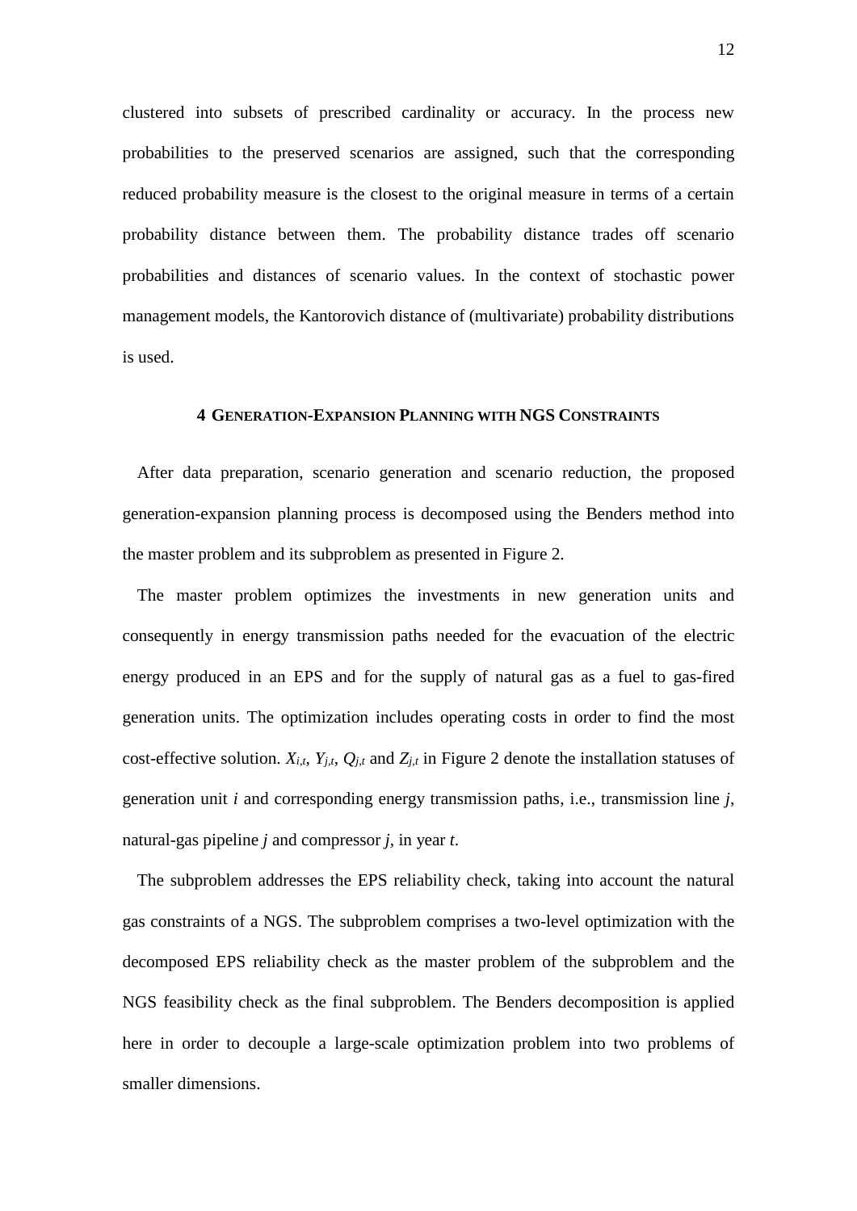clustered into subsets of prescribed cardinality or accuracy. In the process new probabilities to the preserved scenarios are assigned, such that the corresponding reduced probability measure is the closest to the original measure in terms of a certain probability distance between them. The probability distance trades off scenario probabilities and distances of scenario values. In the context of stochastic power management models, the Kantorovich distance of (multivariate) probability distributions is used.

## 4 GENERATION-EXPANSION PLANNING WITH NGS CONSTRAINTS

After data preparation, scenario generation and scenario reduction, the proposed generation-expansion planning process is decomposed using the Benders method into the master problem and its subproblem as presented in Figure 2.

The master problem optimizes the investments in new generation units and consequently in energy transmission paths needed for the evacuation of the electric energy produced in an EPS and for the supply of natural gas as a fuel to gas-fired generation units. The optimization includes operating costs in order to find the most cost-effective solution. $X_{i,t}$, $Y_{j,t}$, $Q_{j,t}$ and $Z_{j,t}$ in Figure 2 denote the installation statuses of generation unit *i* and corresponding energy transmission paths, i.e., transmission line *j*, natural-gas pipeline *j* and compressor *j*, in year *t*.

The subproblem addresses the EPS reliability check, taking into account the natural gas constraints of a NGS. The subproblem comprises a two-level optimization with the decomposed EPS reliability check as the master problem of the subproblem and the NGS feasibility check as the final subproblem. The Benders decomposition is applied here in order to decouple a large-scale optimization problem into two problems of smaller dimensions.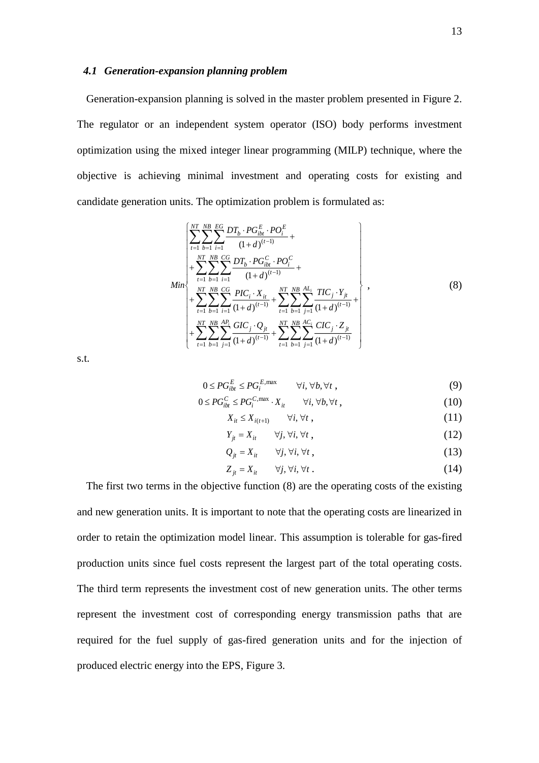### *4.1 Generation-expansion planning problem*

Generation-expansion planning is solved in the master problem presented in Figure 2. The regulator or an independent system operator (ISO) body performs investment optimization using the mixed integer linear programming (MILP) technique, where the objective is achieving minimal investment and operating costs for existing and candidate generation units. The optimization problem is formulated as:

$$
Min \left\{ \begin{array}{l}
\displaystyle\sum_{t=1}^{NT}\sum_{b=1}^{NB}\sum_{i=1}^{EG}\frac{DT_b \cdot PG_{ibt}^{E} \cdot PO_i^{E}}{(1+d)^{(t-1)}} + \\
+\displaystyle\sum_{t=1}^{NT}\sum_{b=1}^{NB}\sum_{i=1}^{CG}\frac{DT_b \cdot PG_{ibt}^{C} \cdot PO_i^{C}}{(1+d)^{(t-1)}} + \\
+\displaystyle\sum_{t=1}^{NT}\sum_{b=1}^{NB}\sum_{i=1}^{CG}\frac{PIC_i \cdot X_{it}}{(1+d)^{(t-1)}} + \sum_{t=1}^{NT}\sum_{b=1}^{NB}\sum_{j=1}^{AL_i}\frac{TIC_j \cdot Y_{jt}}{(1+d)^{(t-1)}} + \\
+\displaystyle\sum_{t=1}^{NT}\sum_{b=1}^{NB}\sum_{j=1}^{AP_i}\frac{GIC_j \cdot Q_{jt}}{(1+d)^{(t-1)}} + \sum_{t=1}^{NT}\sum_{b=1}^{NB}\sum_{j=1}^{AC_i}\frac{CIC_j \cdot Z_{jt}}{(1+d)^{(t-1)}}
\end{array} \right\}, \tag{8}
$$

s.t.

$$0 \le PG_{ibt}^{E} \le PG_i^{E,\max} \qquad \forall i, \forall b, \forall t\,, \tag{9}$$

$$0 \le PG_{ibt}^{C} \le PG_i^{C,\max} \cdot X_{it} \qquad \forall i, \forall b, \forall t\,, \tag{10}$$

$$X_{it} \le X_{i(t+1)} \qquad \forall i, \forall t\,, \tag{11}$$

$$Y_{jt} = X_{it} \qquad \forall j, \forall i, \forall t\,, \tag{12}$$

$$Q_{jt} = X_{it} \qquad \forall j, \forall i, \forall t\,, \tag{13}$$

$$Z_{jt} = X_{it} \qquad \forall j, \forall i, \forall t\,. \tag{14}$$

The first two terms in the objective function (8) are the operating costs of the existing and new generation units. It is important to note that the operating costs are linearized in order to retain the optimization model linear. This assumption is tolerable for gas-fired production units since fuel costs represent the largest part of the total operating costs. The third term represents the investment cost of new generation units. The other terms represent the investment cost of corresponding energy transmission paths that are required for the fuel supply of gas-fired generation units and for the injection of produced electric energy into the EPS, Figure 3.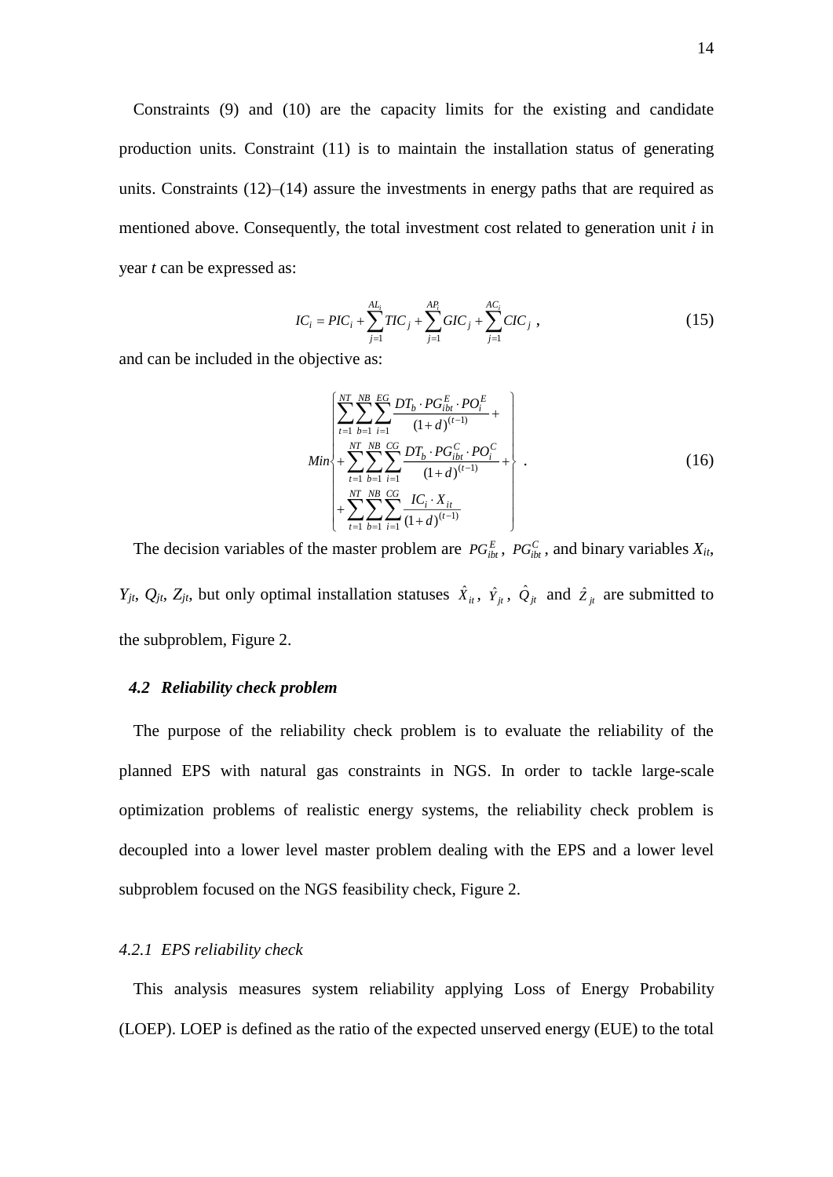Constraints (9) and (10) are the capacity limits for the existing and candidate production units. Constraint (11) is to maintain the installation status of generating units. Constraints (12)–(14) assure the investments in energy paths that are required as mentioned above. Consequently, the total investment cost related to generation unit $i$ in year $t$ can be expressed as:

$$IC_i = PIC_i + \sum_{j=1}^{AL_i} TIC_j + \sum_{j=1}^{AP_i} GIC_j + \sum_{j=1}^{AC_i} CIC_j \ , \tag{15}$$

and can be included in the objective as:

$$Min \left\{ \begin{array}{l} \displaystyle\sum_{t=1}^{NT} \sum_{b=1}^{NB} \sum_{i=1}^{EG} \frac{DT_b \cdot PG_{ibt}^{E} \cdot PO_i^{E}}{(1+d)^{(t-1)}} + \\ \displaystyle + \sum_{t=1}^{NT} \sum_{b=1}^{NB} \sum_{i=1}^{CG} \frac{DT_b \cdot PG_{ibt}^{C} \cdot PO_i^{C}}{(1+d)^{(t-1)}} + \\ \displaystyle + \sum_{t=1}^{NT} \sum_{b=1}^{NB} \sum_{i=1}^{CG} \frac{IC_i \cdot X_{it}}{(1+d)^{(t-1)}} \end{array} \right\} . \tag{16}$$

The decision variables of the master problem are $PG_{ibt}^{E}$, $PG_{ibt}^{C}$, and binary variables $X_{it}$, $Y_{jt}$, $Q_{jt}$, $Z_{jt}$, but only optimal installation statuses $\hat{X}_{it}$, $\hat{Y}_{jt}$, $\hat{Q}_{jt}$ and $\hat{Z}_{jt}$ are submitted to the subproblem, Figure 2.

### *4.2 Reliability check problem*

The purpose of the reliability check problem is to evaluate the reliability of the planned EPS with natural gas constraints in NGS. In order to tackle large-scale optimization problems of realistic energy systems, the reliability check problem is decoupled into a lower level master problem dealing with the EPS and a lower level subproblem focused on the NGS feasibility check, Figure 2.

#### *4.2.1 EPS reliability check*

This analysis measures system reliability applying Loss of Energy Probability (LOEP). LOEP is defined as the ratio of the expected unserved energy (EUE) to the total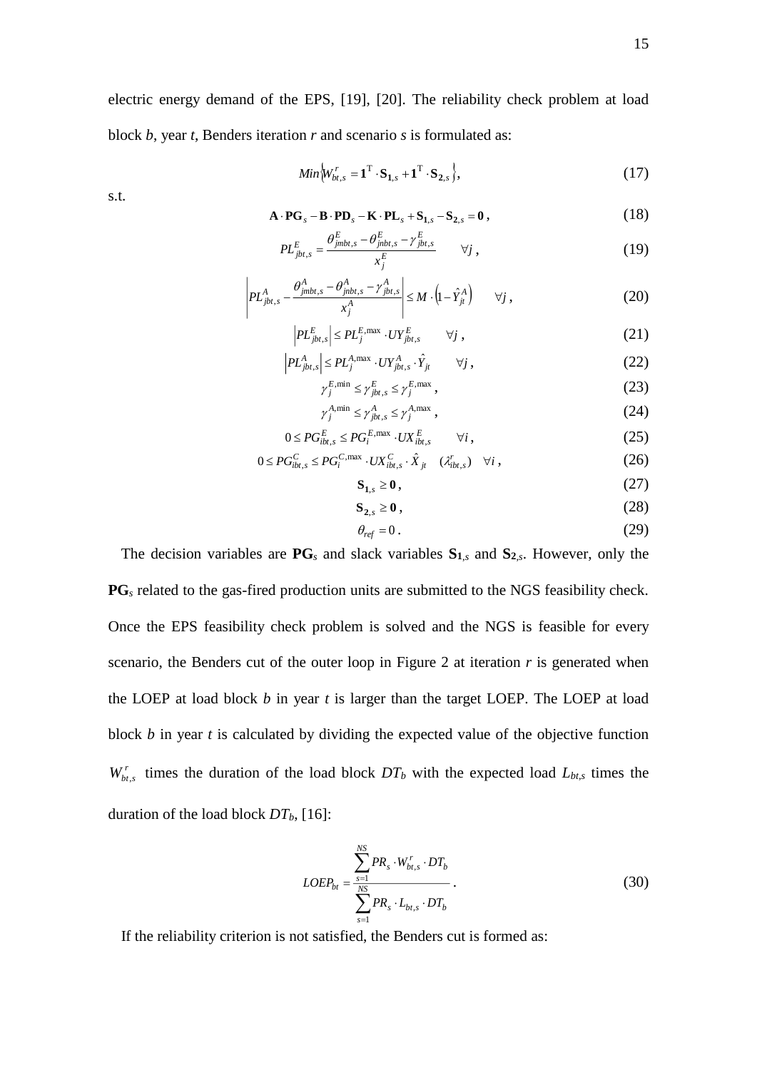electric energy demand of the EPS, [19], [20]. The reliability check problem at load block $b$, year $t$, Benders iteration $r$ and scenario $s$ is formulated as:

$$Min\left\{W_{bt,s}^{r} = \mathbf{1}^{\mathrm{T}} \cdot \mathbf{S}_{\mathbf{1},s} + \mathbf{1}^{\mathrm{T}} \cdot \mathbf{S}_{\mathbf{2},s}\right\}, \tag{17}$$

s.t.

$$\mathbf{A} \cdot \mathbf{PG}_s - \mathbf{B} \cdot \mathbf{PD}_s - \mathbf{K} \cdot \mathbf{PL}_s + \mathbf{S}_{\mathbf{1},s} - \mathbf{S}_{\mathbf{2},s} = \mathbf{0}\,, \tag{18}$$

$$PL_{jbt,s}^{E} = \frac{\theta_{jmbt,s}^{E} - \theta_{jnbt,s}^{E} - \gamma_{jbt,s}^{E}}{x_j^{E}} \qquad \forall j\,, \tag{19}$$

$$\left| PL_{jbt,s}^{A} - \frac{\theta_{jmbt,s}^{A} - \theta_{jnbt,s}^{A} - \gamma_{jbt,s}^{A}}{x_j^{A}} \right| \le M \cdot \left(1 - \hat{Y}_{jt}^{A}\right) \qquad \forall j\,, \tag{20}$$

$$\left| PL_{jbt,s}^{E} \right| \le PL_j^{E,\max} \cdot UY_{jbt,s}^{E} \qquad \forall j\,, \tag{21}$$

$$\left| PL_{jbt,s}^{A} \right| \le PL_j^{A,\max} \cdot UY_{jbt,s}^{A} \cdot \hat{Y}_{jt} \qquad \forall j\,, \tag{22}$$

$$\gamma_j^{E,\min} \le \gamma_{jbt,s}^{E} \le \gamma_j^{E,\max}\,, \tag{23}$$

$$\gamma_j^{A,\min} \le \gamma_{jbt,s}^{A} \le \gamma_j^{A,\max}\,, \tag{24}$$

$$0 \le PG_{ibt,s}^{E} \le PG_i^{E,\max} \cdot UX_{ibt,s}^{E} \qquad \forall i\,, \tag{25}$$

$$0 \le PG_{ibt,s}^{C} \le PG_i^{C,\max} \cdot UX_{ibt,s}^{C} \cdot \hat{X}_{jt} \quad (\lambda_{ibt,s}^{r}) \quad \forall i\,, \tag{26}$$

$$\mathbf{S}_{\mathbf{1},s} \ge \mathbf{0}\,, \tag{27}$$

$$\mathbf{S}_{\mathbf{2},s} \ge \mathbf{0}\,, \tag{28}$$

$$\theta_{ref} = 0\,. \tag{29}$$

The decision variables are $\mathbf{PG}_s$ and slack variables $\mathbf{S}_{\mathbf{1},s}$ and $\mathbf{S}_{\mathbf{2},s}$. However, only the $\mathbf{PG}_s$ related to the gas-fired production units are submitted to the NGS feasibility check. Once the EPS feasibility check problem is solved and the NGS is feasible for every scenario, the Benders cut of the outer loop in Figure 2 at iteration $r$ is generated when the LOEP at load block $b$ in year $t$ is larger than the target LOEP. The LOEP at load block $b$ in year $t$ is calculated by dividing the expected value of the objective function $W_{bt,s}^{r}$ times the duration of the load block $DT_b$ with the expected load $L_{bt,s}$ times the duration of the load block $DT_b$, [16]:

$$LOEP_{bt} = \frac{\sum_{s=1}^{NS} PR_s \cdot W_{bt,s}^{r} \cdot DT_b}{\sum_{s=1}^{NS} PR_s \cdot L_{bt,s} \cdot DT_b}\,. \tag{30}$$

If the reliability criterion is not satisfied, the Benders cut is formed as: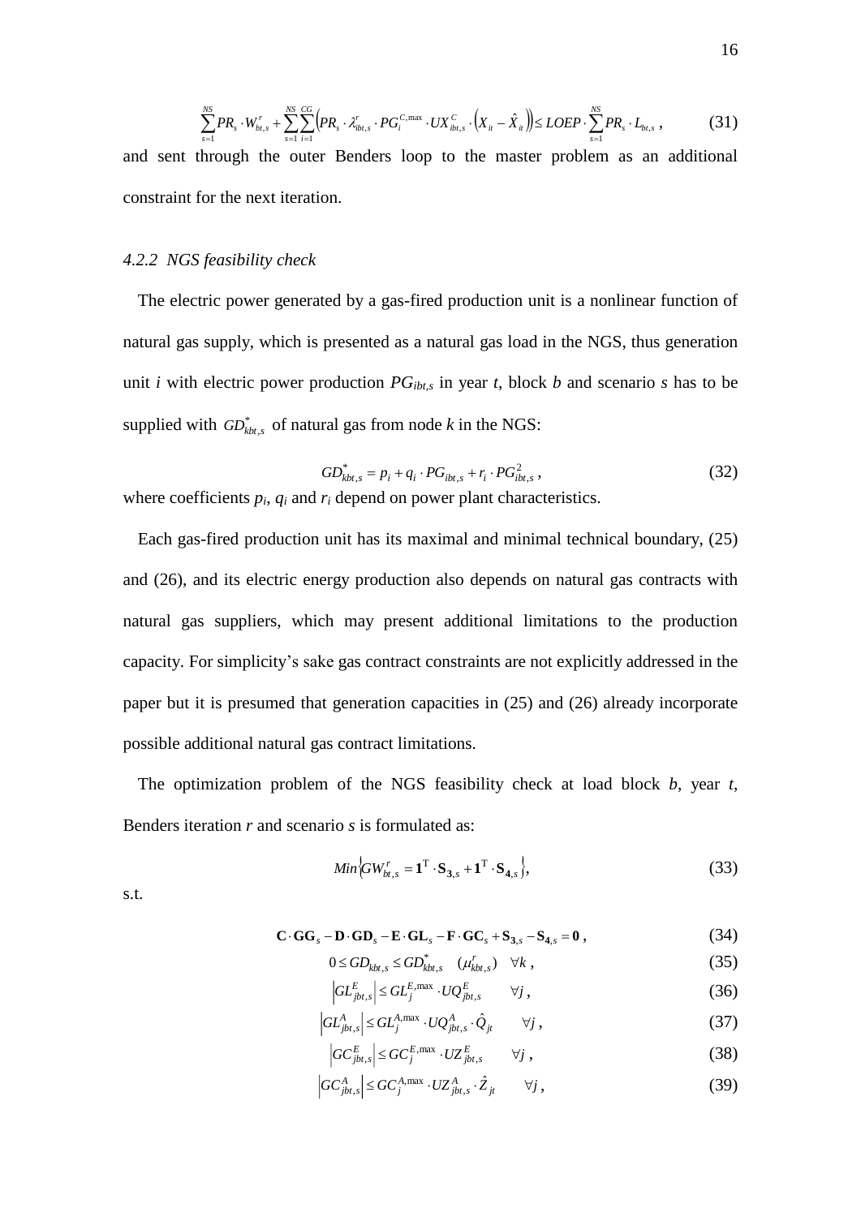$$\sum_{s=1}^{NS} PR_s \cdot W_{bt,s}^r + \sum_{s=1}^{NS}\sum_{i=1}^{CG}\left(PR_s \cdot \lambda_{ibt,s}^r \cdot PG_i^{C,\max} \cdot UX_{ibt,s}^C \cdot \left(X_{it} - \hat{X}_{it}\right)\right) \leq LOEP \cdot \sum_{s=1}^{NS} PR_s \cdot L_{bt,s} \,, \tag{31}$$

and sent through the outer Benders loop to the master problem as an additional constraint for the next iteration.

### *4.2.2 NGS feasibility check*

The electric power generated by a gas-fired production unit is a nonlinear function of natural gas supply, which is presented as a natural gas load in the NGS, thus generation unit $i$ with electric power production $PG_{ibt,s}$ in year $t$, block $b$ and scenario $s$ has to be supplied with $GD_{kbt,s}^{*}$ of natural gas from node $k$ in the NGS:

$$GD_{kbt,s}^{*} = p_i + q_i \cdot PG_{ibt,s} + r_i \cdot PG_{ibt,s}^2 \,, \tag{32}$$

where coefficients $p_i$, $q_i$ and $r_i$ depend on power plant characteristics.

Each gas-fired production unit has its maximal and minimal technical boundary, (25) and (26), and its electric energy production also depends on natural gas contracts with natural gas suppliers, which may present additional limitations to the production capacity. For simplicity's sake gas contract constraints are not explicitly addressed in the paper but it is presumed that generation capacities in (25) and (26) already incorporate possible additional natural gas contract limitations.

The optimization problem of the NGS feasibility check at load block $b$, year $t$, Benders iteration $r$ and scenario $s$ is formulated as:

$$Min\left\{GW_{bt,s}^r = \mathbf{1}^{\mathrm{T}} \cdot \mathbf{S}_{3,s} + \mathbf{1}^{\mathrm{T}} \cdot \mathbf{S}_{4,s}\right\}, \tag{33}$$

s.t.

$$\mathbf{C} \cdot \mathbf{GG}_s - \mathbf{D} \cdot \mathbf{GD}_s - \mathbf{E} \cdot \mathbf{GL}_s - \mathbf{F} \cdot \mathbf{GC}_s + \mathbf{S}_{3,s} - \mathbf{S}_{4,s} = \mathbf{0} \,, \tag{34}$$

$$0 \leq GD_{kbt,s} \leq GD_{kbt,s}^{*} \quad (\mu_{kbt,s}^{r}) \quad \forall k \,, \tag{35}$$

$$\left|GL_{jbt,s}^{E}\right| \leq GL_j^{E,\max} \cdot UQ_{jbt,s}^{E} \qquad \forall j \,, \tag{36}$$

$$\left|GL_{jbt,s}^{A}\right| \leq GL_j^{A,\max} \cdot UQ_{jbt,s}^{A} \cdot \hat{Q}_{jt} \qquad \forall j \,, \tag{37}$$

$$\left|GC_{jbt,s}^{E}\right| \leq GC_j^{E,\max} \cdot UZ_{jbt,s}^{E} \qquad \forall j \,, \tag{38}$$

$$\left|GC_{jbt,s}^{A}\right| \leq GC_j^{A,\max} \cdot UZ_{jbt,s}^{A} \cdot \hat{Z}_{jt} \qquad \forall j \,, \tag{39}$$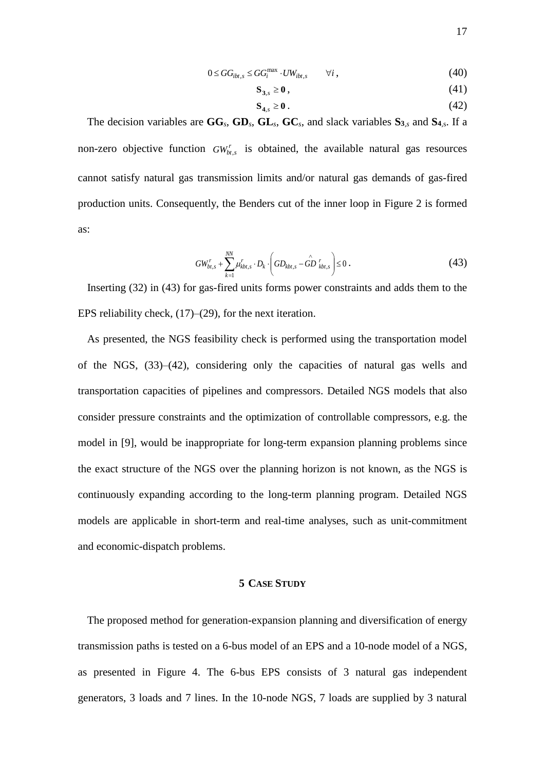$$0 \le GG_{ibt,s} \le GG_i^{\max} \cdot UW_{ibt,s} \qquad \forall i \,, \tag{40}$$

$$\mathbf{S}_{3,s} \ge \mathbf{0} \,, \tag{41}$$

$$\mathbf{S}_{4,s} \ge \mathbf{0} \,. \tag{42}$$

The decision variables are $\mathbf{GG}_s$, $\mathbf{GD}_s$, $\mathbf{GL}_s$, $\mathbf{GC}_s$, and slack variables $\mathbf{S}_{3,s}$ and $\mathbf{S}_{4,s}$. If a non-zero objective function $GW_{bt,s}^r$ is obtained, the available natural gas resources cannot satisfy natural gas transmission limits and/or natural gas demands of gas-fired production units. Consequently, the Benders cut of the inner loop in Figure 2 is formed as:

$$GW_{bt,s}^r + \sum_{k=1}^{NN} \mu_{kbt,s}^r \cdot D_k \cdot \left( GD_{kbt,s} - \hat{GD}_{kbt,s}^{\,r} \right) \le 0 \,. \tag{43}$$

Inserting (32) in (43) for gas-fired units forms power constraints and adds them to the EPS reliability check, (17)–(29), for the next iteration.

As presented, the NGS feasibility check is performed using the transportation model of the NGS, (33)–(42), considering only the capacities of natural gas wells and transportation capacities of pipelines and compressors. Detailed NGS models that also consider pressure constraints and the optimization of controllable compressors, e.g. the model in [9], would be inappropriate for long-term expansion planning problems since the exact structure of the NGS over the planning horizon is not known, as the NGS is continuously expanding according to the long-term planning program. Detailed NGS models are applicable in short-term and real-time analyses, such as unit-commitment and economic-dispatch problems.

## 5 CASE STUDY

The proposed method for generation-expansion planning and diversification of energy transmission paths is tested on a 6-bus model of an EPS and a 10-node model of a NGS, as presented in Figure 4. The 6-bus EPS consists of 3 natural gas independent generators, 3 loads and 7 lines. In the 10-node NGS, 7 loads are supplied by 3 natural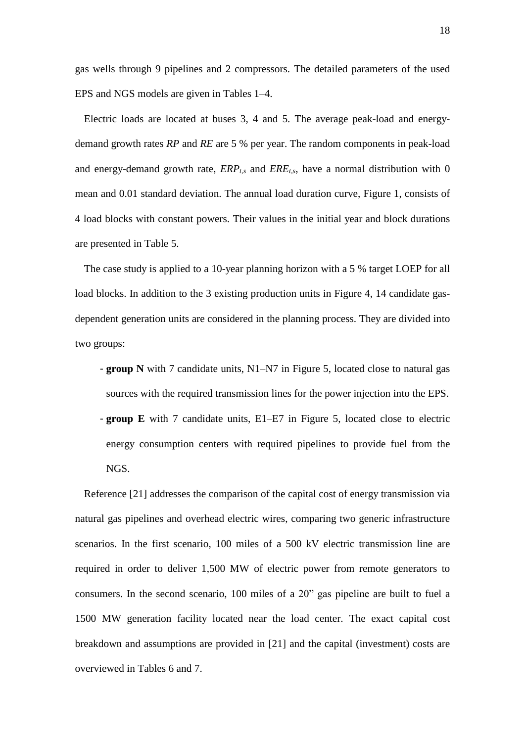gas wells through 9 pipelines and 2 compressors. The detailed parameters of the used EPS and NGS models are given in Tables 1–4.

Electric loads are located at buses 3, 4 and 5. The average peak-load and energy-demand growth rates *RP* and *RE* are 5 % per year. The random components in peak-load and energy-demand growth rate, $ERP_{t,s}$ and $ERE_{t,s}$, have a normal distribution with 0 mean and 0.01 standard deviation. The annual load duration curve, Figure 1, consists of 4 load blocks with constant powers. Their values in the initial year and block durations are presented in Table 5.

The case study is applied to a 10-year planning horizon with a 5 % target LOEP for all load blocks. In addition to the 3 existing production units in Figure 4, 14 candidate gas-dependent generation units are considered in the planning process. They are divided into two groups:

- **group N** with 7 candidate units, N1–N7 in Figure 5, located close to natural gas sources with the required transmission lines for the power injection into the EPS.
- **group E** with 7 candidate units, E1–E7 in Figure 5, located close to electric energy consumption centers with required pipelines to provide fuel from the NGS.

Reference [21] addresses the comparison of the capital cost of energy transmission via natural gas pipelines and overhead electric wires, comparing two generic infrastructure scenarios. In the first scenario, 100 miles of a 500 kV electric transmission line are required in order to deliver 1,500 MW of electric power from remote generators to consumers. In the second scenario, 100 miles of a 20" gas pipeline are built to fuel a 1500 MW generation facility located near the load center. The exact capital cost breakdown and assumptions are provided in [21] and the capital (investment) costs are overviewed in Tables 6 and 7.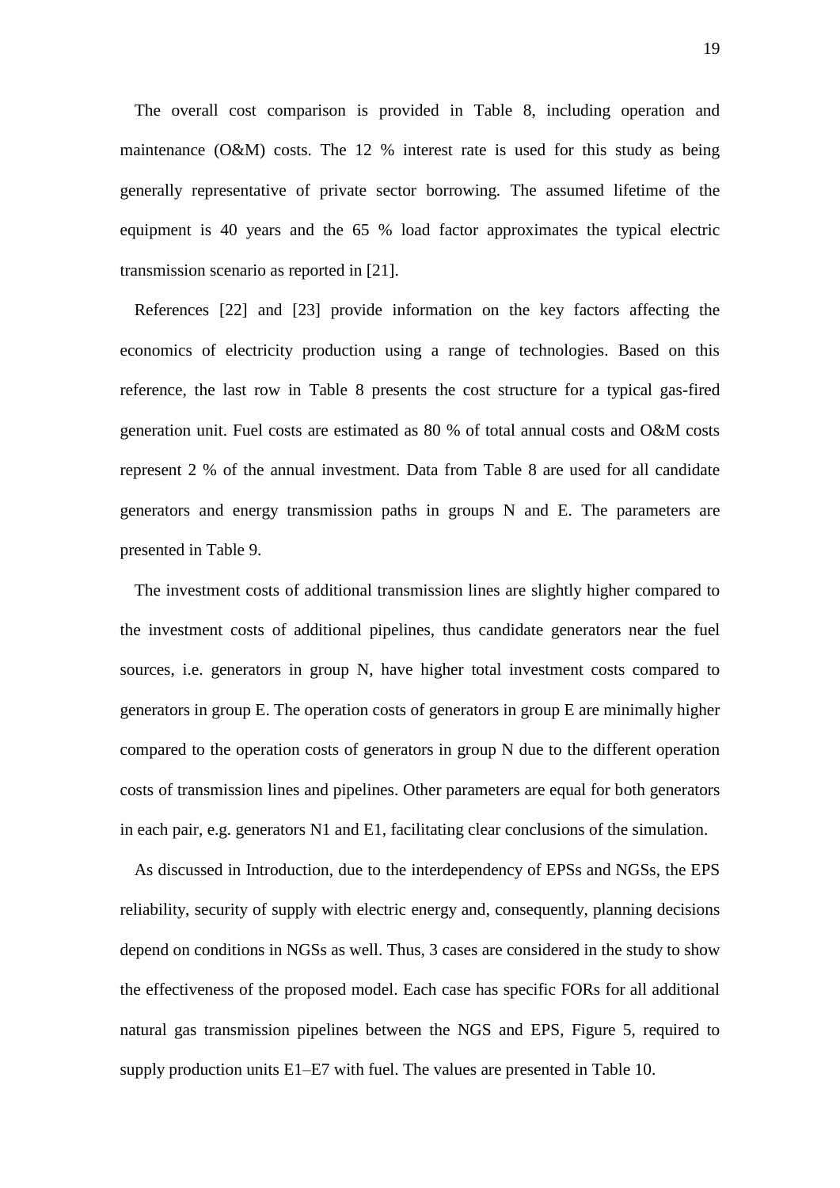The overall cost comparison is provided in Table 8, including operation and maintenance (O&M) costs. The 12 % interest rate is used for this study as being generally representative of private sector borrowing. The assumed lifetime of the equipment is 40 years and the 65 % load factor approximates the typical electric transmission scenario as reported in [21].

References [22] and [23] provide information on the key factors affecting the economics of electricity production using a range of technologies. Based on this reference, the last row in Table 8 presents the cost structure for a typical gas-fired generation unit. Fuel costs are estimated as 80 % of total annual costs and O&M costs represent 2 % of the annual investment. Data from Table 8 are used for all candidate generators and energy transmission paths in groups N and E. The parameters are presented in Table 9.

The investment costs of additional transmission lines are slightly higher compared to the investment costs of additional pipelines, thus candidate generators near the fuel sources, i.e. generators in group N, have higher total investment costs compared to generators in group E. The operation costs of generators in group E are minimally higher compared to the operation costs of generators in group N due to the different operation costs of transmission lines and pipelines. Other parameters are equal for both generators in each pair, e.g. generators N1 and E1, facilitating clear conclusions of the simulation.

As discussed in Introduction, due to the interdependency of EPSs and NGSs, the EPS reliability, security of supply with electric energy and, consequently, planning decisions depend on conditions in NGSs as well. Thus, 3 cases are considered in the study to show the effectiveness of the proposed model. Each case has specific FORs for all additional natural gas transmission pipelines between the NGS and EPS, Figure 5, required to supply production units E1–E7 with fuel. The values are presented in Table 10.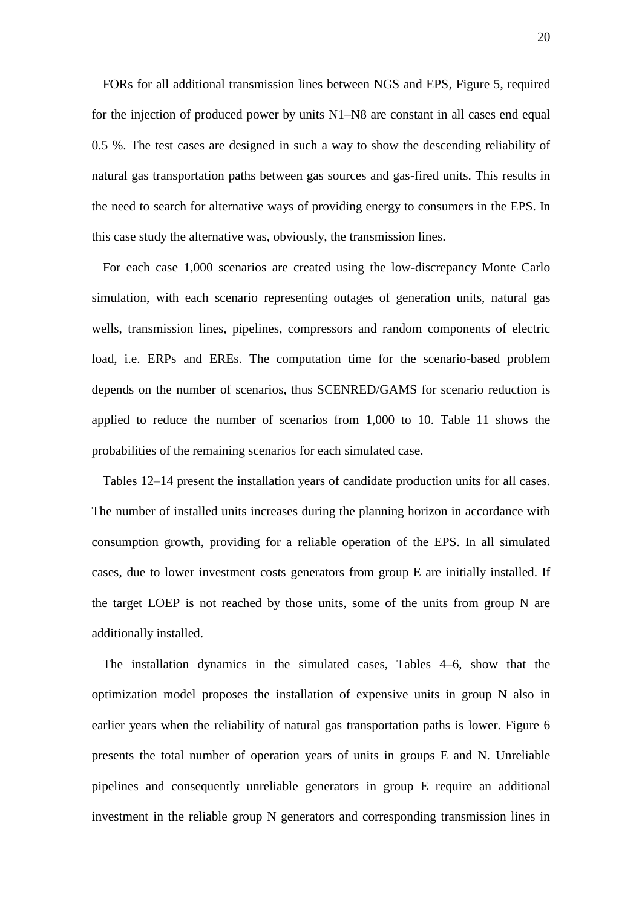FORs for all additional transmission lines between NGS and EPS, Figure 5, required for the injection of produced power by units N1–N8 are constant in all cases end equal 0.5 %. The test cases are designed in such a way to show the descending reliability of natural gas transportation paths between gas sources and gas-fired units. This results in the need to search for alternative ways of providing energy to consumers in the EPS. In this case study the alternative was, obviously, the transmission lines.

For each case 1,000 scenarios are created using the low-discrepancy Monte Carlo simulation, with each scenario representing outages of generation units, natural gas wells, transmission lines, pipelines, compressors and random components of electric load, i.e. ERPs and EREs. The computation time for the scenario-based problem depends on the number of scenarios, thus SCENRED/GAMS for scenario reduction is applied to reduce the number of scenarios from 1,000 to 10. Table 11 shows the probabilities of the remaining scenarios for each simulated case.

Tables 12–14 present the installation years of candidate production units for all cases. The number of installed units increases during the planning horizon in accordance with consumption growth, providing for a reliable operation of the EPS. In all simulated cases, due to lower investment costs generators from group E are initially installed. If the target LOEP is not reached by those units, some of the units from group N are additionally installed.

The installation dynamics in the simulated cases, Tables 4–6, show that the optimization model proposes the installation of expensive units in group N also in earlier years when the reliability of natural gas transportation paths is lower. Figure 6 presents the total number of operation years of units in groups E and N. Unreliable pipelines and consequently unreliable generators in group E require an additional investment in the reliable group N generators and corresponding transmission lines in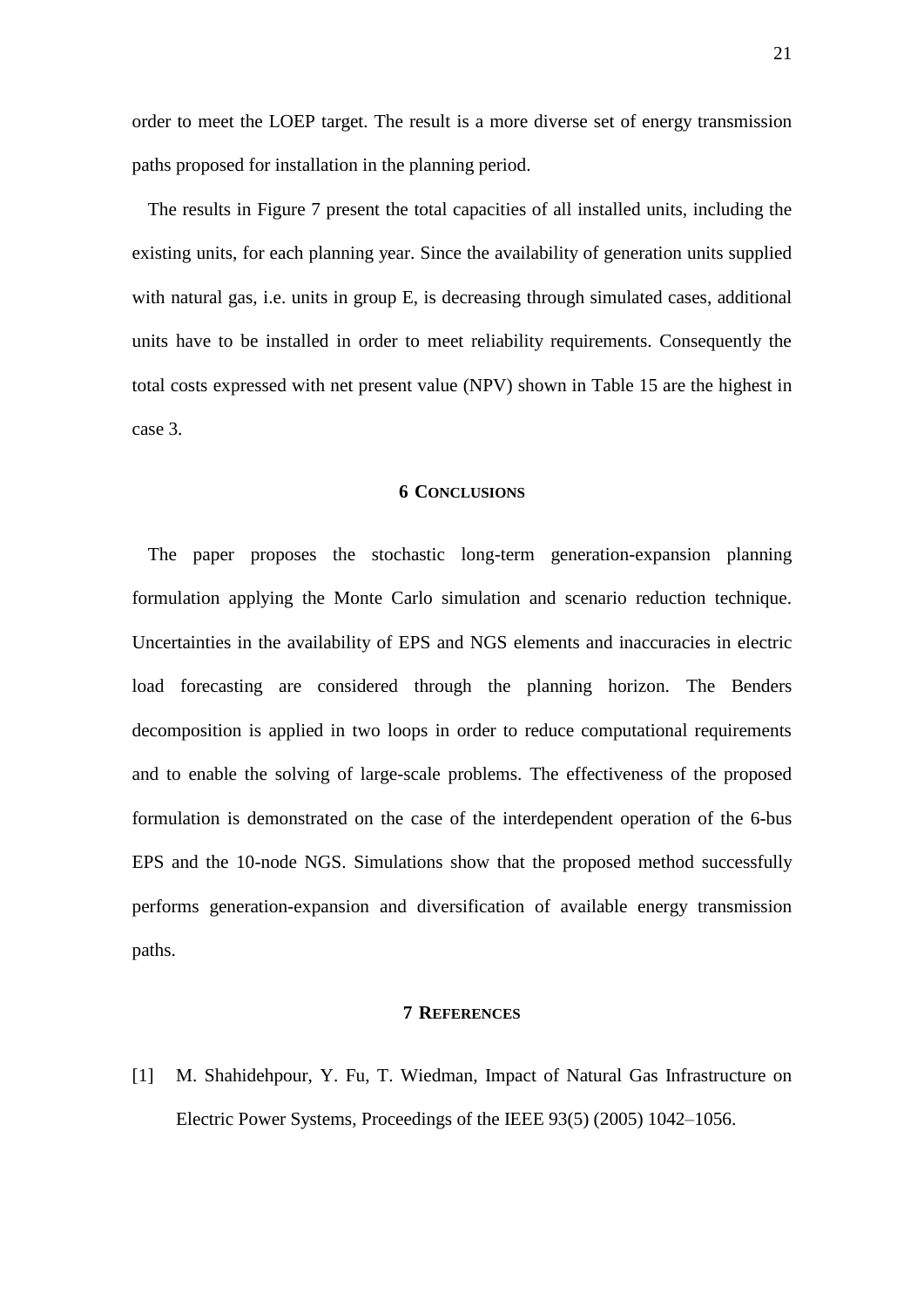order to meet the LOEP target. The result is a more diverse set of energy transmission paths proposed for installation in the planning period.

The results in Figure 7 present the total capacities of all installed units, including the existing units, for each planning year. Since the availability of generation units supplied with natural gas, i.e. units in group E, is decreasing through simulated cases, additional units have to be installed in order to meet reliability requirements. Consequently the total costs expressed with net present value (NPV) shown in Table 15 are the highest in case 3.

## 6 Conclusions

The paper proposes the stochastic long-term generation-expansion planning formulation applying the Monte Carlo simulation and scenario reduction technique. Uncertainties in the availability of EPS and NGS elements and inaccuracies in electric load forecasting are considered through the planning horizon. The Benders decomposition is applied in two loops in order to reduce computational requirements and to enable the solving of large-scale problems. The effectiveness of the proposed formulation is demonstrated on the case of the interdependent operation of the 6-bus EPS and the 10-node NGS. Simulations show that the proposed method successfully performs generation-expansion and diversification of available energy transmission paths.

## 7 References

[1] M. Shahidehpour, Y. Fu, T. Wiedman, Impact of Natural Gas Infrastructure on Electric Power Systems, Proceedings of the IEEE 93(5) (2005) 1042–1056.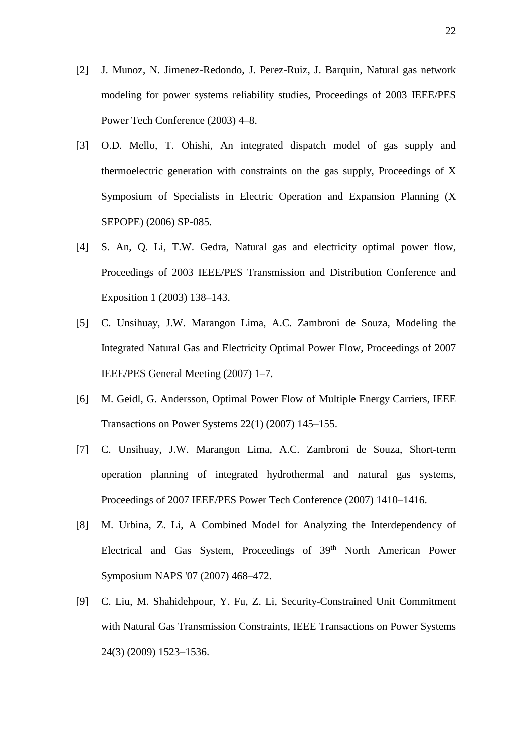[2] J. Munoz, N. Jimenez-Redondo, J. Perez-Ruiz, J. Barquin, Natural gas network modeling for power systems reliability studies, Proceedings of 2003 IEEE/PES Power Tech Conference (2003) 4–8.

[3] O.D. Mello, T. Ohishi, An integrated dispatch model of gas supply and thermoelectric generation with constraints on the gas supply, Proceedings of X Symposium of Specialists in Electric Operation and Expansion Planning (X SEPOPE) (2006) SP-085.

[4] S. An, Q. Li, T.W. Gedra, Natural gas and electricity optimal power flow, Proceedings of 2003 IEEE/PES Transmission and Distribution Conference and Exposition 1 (2003) 138–143.

[5] C. Unsihuay, J.W. Marangon Lima, A.C. Zambroni de Souza, Modeling the Integrated Natural Gas and Electricity Optimal Power Flow, Proceedings of 2007 IEEE/PES General Meeting (2007) 1–7.

[6] M. Geidl, G. Andersson, Optimal Power Flow of Multiple Energy Carriers, IEEE Transactions on Power Systems 22(1) (2007) 145–155.

[7] C. Unsihuay, J.W. Marangon Lima, A.C. Zambroni de Souza, Short-term operation planning of integrated hydrothermal and natural gas systems, Proceedings of 2007 IEEE/PES Power Tech Conference (2007) 1410–1416.

[8] M. Urbina, Z. Li, A Combined Model for Analyzing the Interdependency of Electrical and Gas System, Proceedings of 39th North American Power Symposium NAPS '07 (2007) 468–472.

[9] C. Liu, M. Shahidehpour, Y. Fu, Z. Li, Security-Constrained Unit Commitment with Natural Gas Transmission Constraints, IEEE Transactions on Power Systems 24(3) (2009) 1523–1536.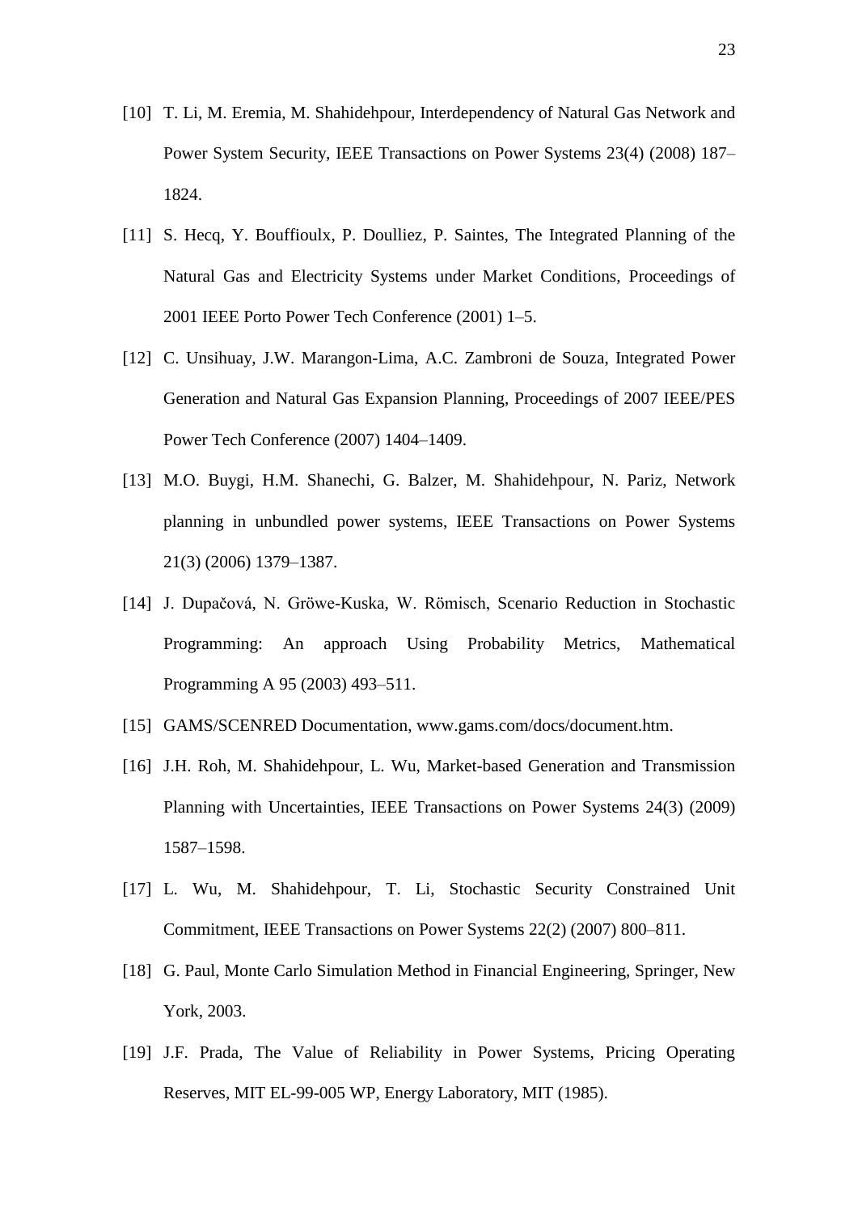[10] T. Li, M. Eremia, M. Shahidehpour, Interdependency of Natural Gas Network and Power System Security, IEEE Transactions on Power Systems 23(4) (2008) 187–1824.

[11] S. Hecq, Y. Bouffioulx, P. Doulliez, P. Saintes, The Integrated Planning of the Natural Gas and Electricity Systems under Market Conditions, Proceedings of 2001 IEEE Porto Power Tech Conference (2001) 1–5.

[12] C. Unsihuay, J.W. Marangon-Lima, A.C. Zambroni de Souza, Integrated Power Generation and Natural Gas Expansion Planning, Proceedings of 2007 IEEE/PES Power Tech Conference (2007) 1404–1409.

[13] M.O. Buygi, H.M. Shanechi, G. Balzer, M. Shahidehpour, N. Pariz, Network planning in unbundled power systems, IEEE Transactions on Power Systems 21(3) (2006) 1379–1387.

[14] J. Dupačová, N. Gröwe-Kuska, W. Römisch, Scenario Reduction in Stochastic Programming: An approach Using Probability Metrics, Mathematical Programming A 95 (2003) 493–511.

[15] GAMS/SCENRED Documentation, www.gams.com/docs/document.htm.

[16] J.H. Roh, M. Shahidehpour, L. Wu, Market-based Generation and Transmission Planning with Uncertainties, IEEE Transactions on Power Systems 24(3) (2009) 1587–1598.

[17] L. Wu, M. Shahidehpour, T. Li, Stochastic Security Constrained Unit Commitment, IEEE Transactions on Power Systems 22(2) (2007) 800–811.

[18] G. Paul, Monte Carlo Simulation Method in Financial Engineering, Springer, New York, 2003.

[19] J.F. Prada, The Value of Reliability in Power Systems, Pricing Operating Reserves, MIT EL-99-005 WP, Energy Laboratory, MIT (1985).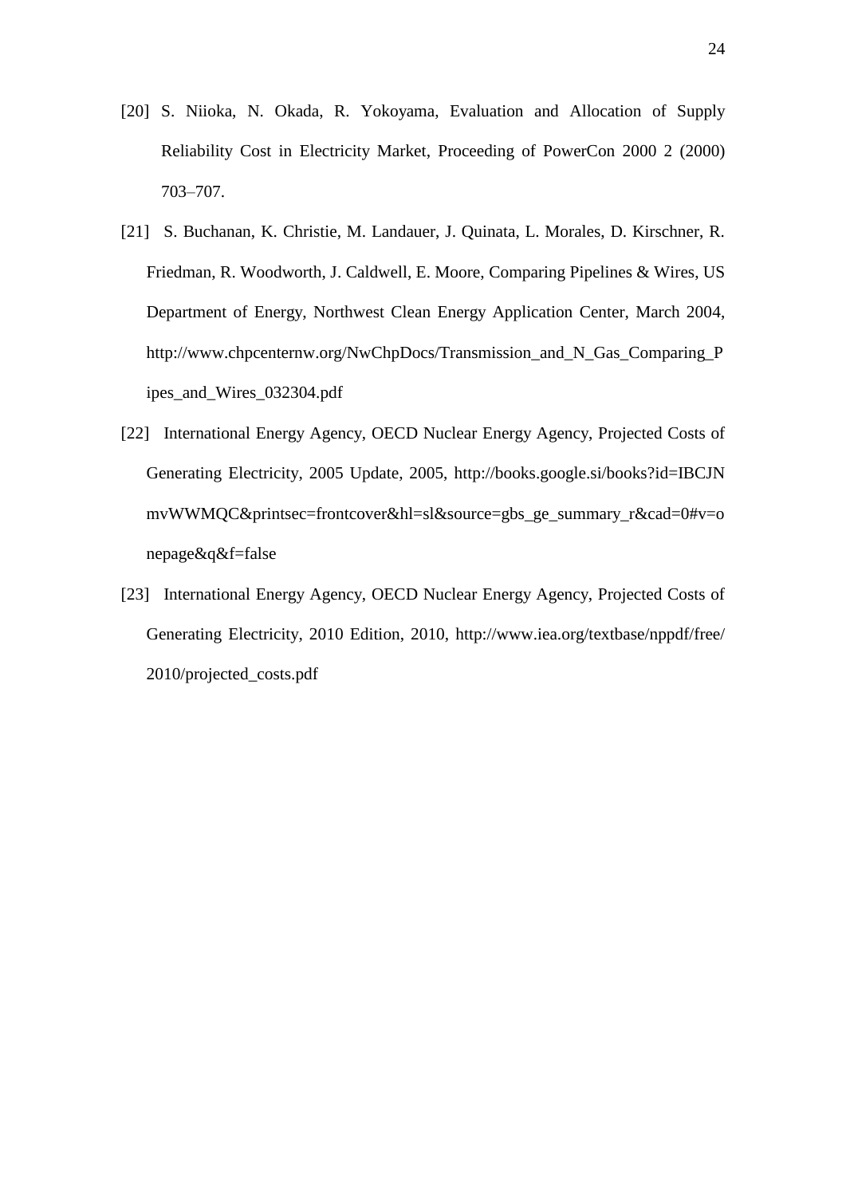[20] S. Niioka, N. Okada, R. Yokoyama, Evaluation and Allocation of Supply Reliability Cost in Electricity Market, Proceeding of PowerCon 2000 2 (2000) 703–707.

[21] S. Buchanan, K. Christie, M. Landauer, J. Quinata, L. Morales, D. Kirschner, R. Friedman, R. Woodworth, J. Caldwell, E. Moore, Comparing Pipelines & Wires, US Department of Energy, Northwest Clean Energy Application Center, March 2004, http://www.chpcenternw.org/NwChpDocs/Transmission_and_N_Gas_Comparing_Pipes_and_Wires_032304.pdf

[22] International Energy Agency, OECD Nuclear Energy Agency, Projected Costs of Generating Electricity, 2005 Update, 2005, http://books.google.si/books?id=IBCJNmvWWMQC&printsec=frontcover&hl=sl&source=gbs_ge_summary_r&cad=0#v=onepage&q&f=false

[23] International Energy Agency, OECD Nuclear Energy Agency, Projected Costs of Generating Electricity, 2010 Edition, 2010, http://www.iea.org/textbase/nppdf/free/2010/projected_costs.pdf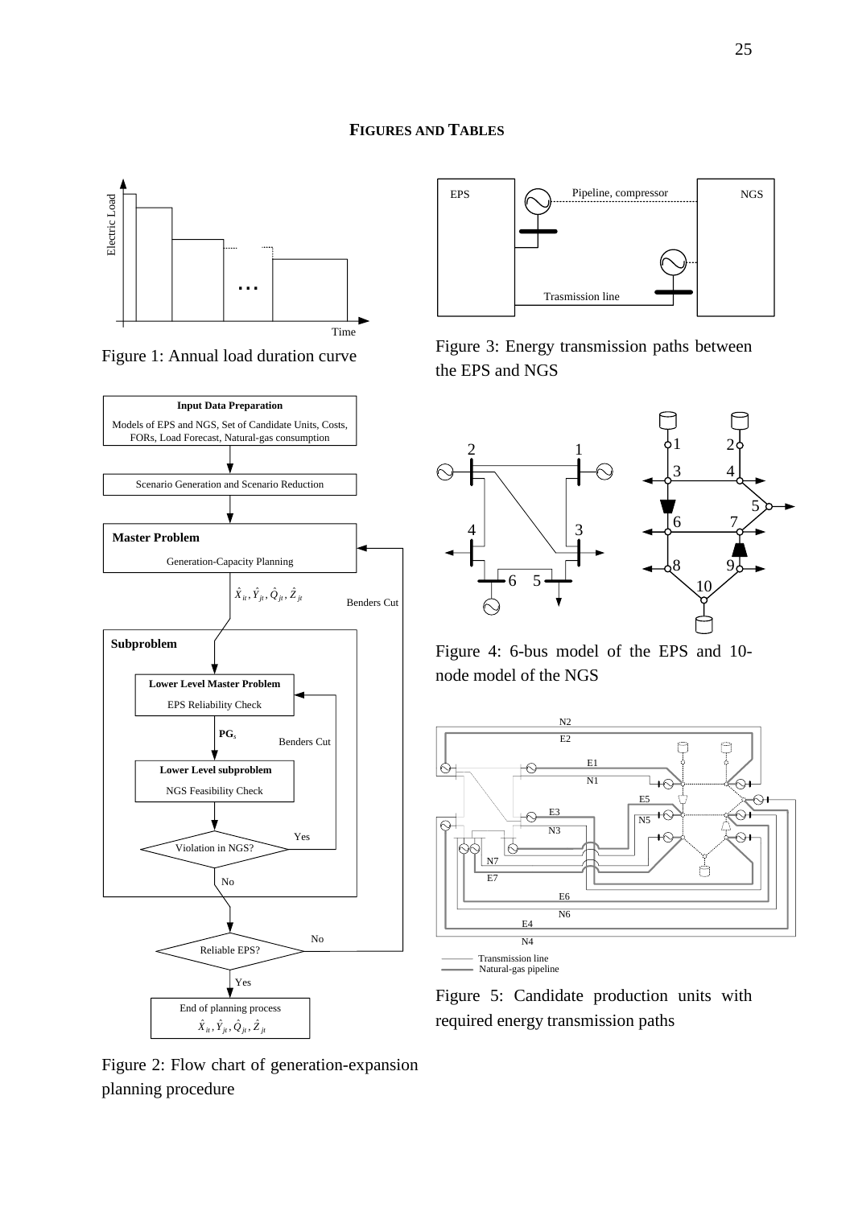**FIGURES AND TABLES**

Figure 1: Annual load duration curve

Figure 2: Flow chart of generation-expansion planning procedure

Figure 3: Energy transmission paths between the EPS and NGS

Figure 4: 6-bus model of the EPS and 10-node model of the NGS

Figure 5: Candidate production units with required energy transmission paths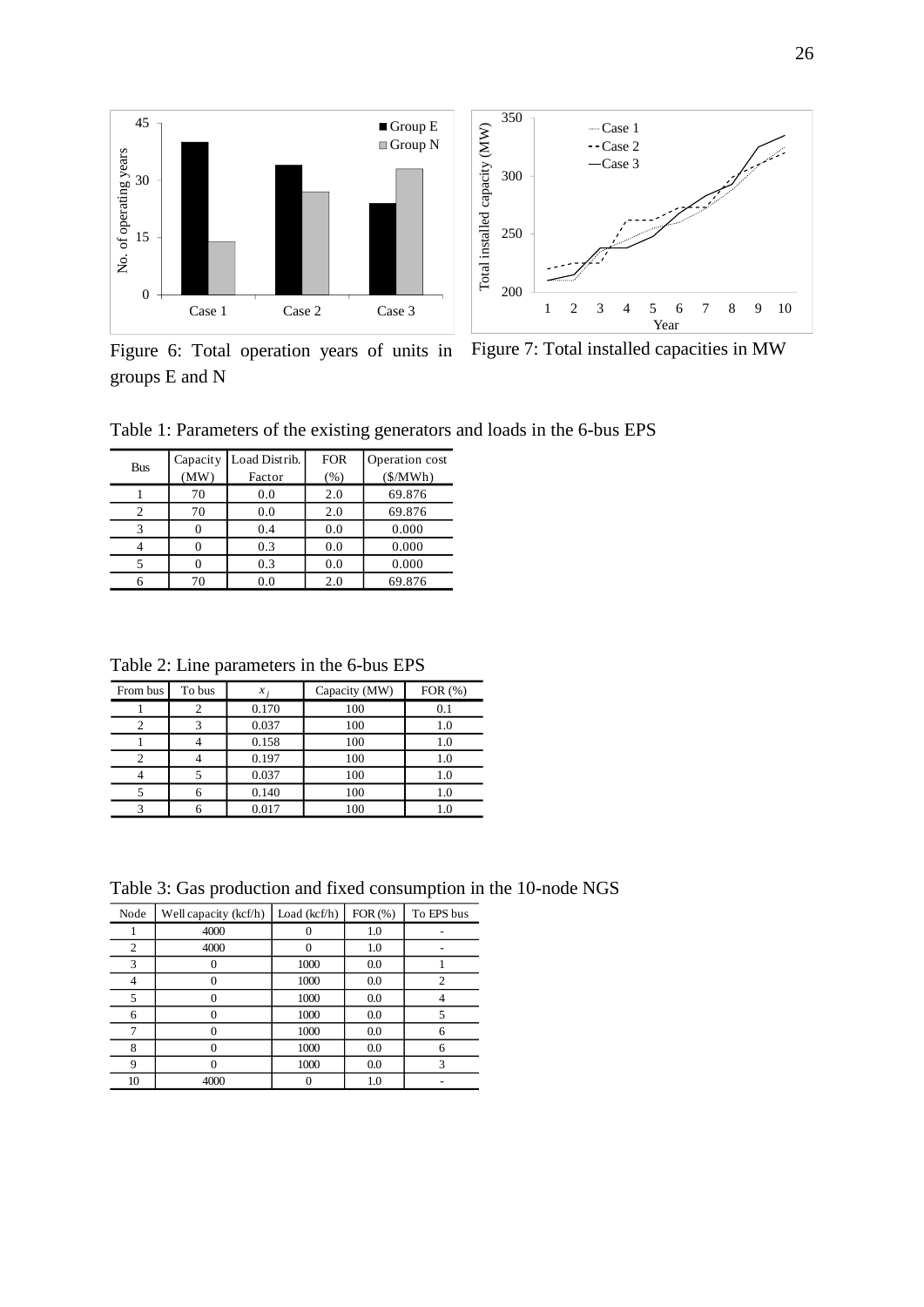Figure 6: Total operation years of units in groups E and N

Figure 7: Total installed capacities in MW

Table 1: Parameters of the existing generators and loads in the 6-bus EPS

| Bus | Capacity (MW) | Load Distrib. Factor | FOR (%) | Operation cost ($/MWh) |
|---|---|---|---|---|
| 1 | 70 | 0.0 | 2.0 | 69.876 |
| 2 | 70 | 0.0 | 2.0 | 69.876 |
| 3 | 0 | 0.4 | 0.0 | 0.000 |
| 4 | 0 | 0.3 | 0.0 | 0.000 |
| 5 | 0 | 0.3 | 0.0 | 0.000 |
| 6 | 70 | 0.0 | 2.0 | 69.876 |

Table 2: Line parameters in the 6-bus EPS

| From bus | To bus | $x_l$ | Capacity (MW) | FOR (%) |
|---|---|---|---|---|
| 1 | 2 | 0.170 | 100 | 0.1 |
| 2 | 3 | 0.037 | 100 | 1.0 |
| 1 | 4 | 0.158 | 100 | 1.0 |
| 2 | 4 | 0.197 | 100 | 1.0 |
| 4 | 5 | 0.037 | 100 | 1.0 |
| 5 | 6 | 0.140 | 100 | 1.0 |
| 3 | 6 | 0.017 | 100 | 1.0 |

Table 3: Gas production and fixed consumption in the 10-node NGS

| Node | Well capacity (kcf/h) | Load (kcf/h) | FOR (%) | To EPS bus |
|---|---|---|---|---|
| 1 | 4000 | 0 | 1.0 | - |
| 2 | 4000 | 0 | 1.0 | - |
| 3 | 0 | 1000 | 0.0 | 1 |
| 4 | 0 | 1000 | 0.0 | 2 |
| 5 | 0 | 1000 | 0.0 | 4 |
| 6 | 0 | 1000 | 0.0 | 5 |
| 7 | 0 | 1000 | 0.0 | 6 |
| 8 | 0 | 1000 | 0.0 | 6 |
| 9 | 0 | 1000 | 0.0 | 3 |
| 10 | 4000 | 0 | 1.0 | - |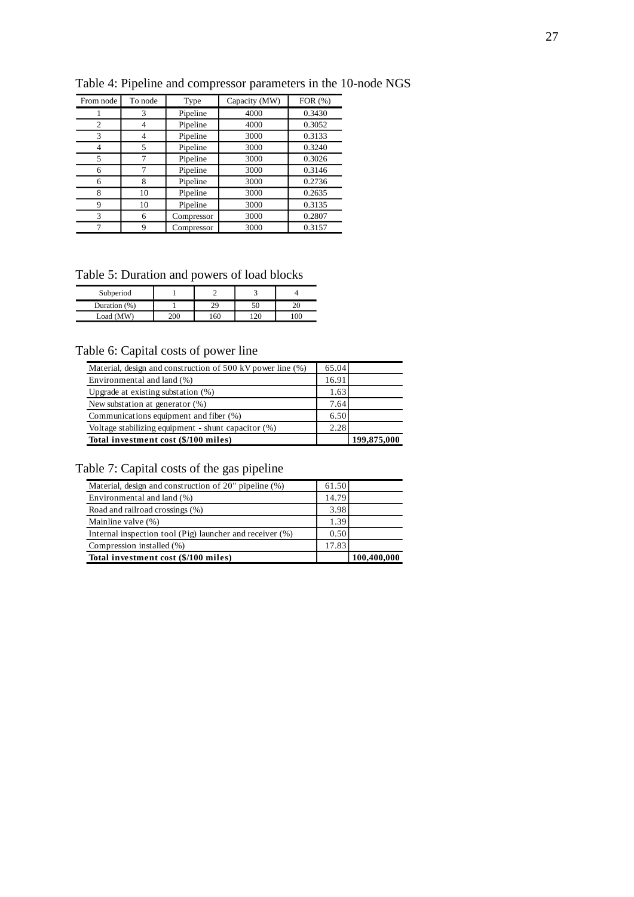Table 4: Pipeline and compressor parameters in the 10-node NGS

| From node | To node | Type | Capacity (MW) | FOR (%) |
|---|---|---|---|---|
| 1 | 3 | Pipeline | 4000 | 0.3430 |
| 2 | 4 | Pipeline | 4000 | 0.3052 |
| 3 | 4 | Pipeline | 3000 | 0.3133 |
| 4 | 5 | Pipeline | 3000 | 0.3240 |
| 5 | 7 | Pipeline | 3000 | 0.3026 |
| 6 | 7 | Pipeline | 3000 | 0.3146 |
| 6 | 8 | Pipeline | 3000 | 0.2736 |
| 8 | 10 | Pipeline | 3000 | 0.2635 |
| 9 | 10 | Pipeline | 3000 | 0.3135 |
| 3 | 6 | Compressor | 3000 | 0.2807 |
| 7 | 9 | Compressor | 3000 | 0.3157 |

Table 5: Duration and powers of load blocks

| Subperiod | 1 | 2 | 3 | 4 |
|---|---|---|---|---|
| Duration (%) | 1 | 29 | 50 | 20 |
| Load (MW) | 200 | 160 | 120 | 100 |

Table 6: Capital costs of power line

| | | |
|---|---|---|
| Material, design and construction of 500 kV power line (%) | 65.04 | |
| Environmental and land (%) | 16.91 | |
| Upgrade at existing substation (%) | 1.63 | |
| New substation at generator (%) | 7.64 | |
| Communications equipment and fiber (%) | 6.50 | |
| Voltage stabilizing equipment - shunt capacitor (%) | 2.28 | |
| **Total investment cost ($/100 miles)** | | **199,875,000** |

Table 7: Capital costs of the gas pipeline

| | | |
|---|---|---|
| Material, design and construction of 20" pipeline (%) | 61.50 | |
| Environmental and land (%) | 14.79 | |
| Road and railroad crossings (%) | 3.98 | |
| Mainline valve (%) | 1.39 | |
| Internal inspection tool (Pig) launcher and receiver (%) | 0.50 | |
| Compression installed (%) | 17.83 | |
| **Total investment cost ($/100 miles)** | | **100,400,000** |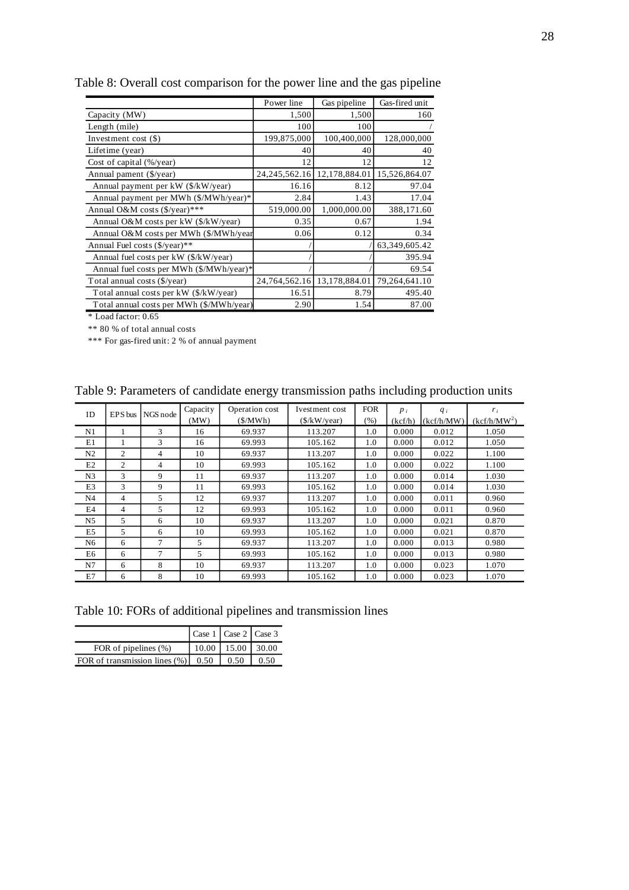Table 8: Overall cost comparison for the power line and the gas pipeline

| | Power line | Gas pipeline | Gas-fired unit |
|---|---|---|---|
| Capacity (MW) | 1,500 | 1,500 | 160 |
| Length (mile) | 100 | 100 | / |
| Investment cost ($) | 199,875,000 | 100,400,000 | 128,000,000 |
| Lifetime (year) | 40 | 40 | 40 |
| Cost of capital (%/year) | 12 | 12 | 12 |
| Annual pament ($/year) | 24,245,562.16 | 12,178,884.01 | 15,526,864.07 |
| Annual payment per kW ($/kW/year) | 16.16 | 8.12 | 97.04 |
| Annual payment per MWh ($/MWh/year)* | 2.84 | 1.43 | 17.04 |
| Annual O&M costs ($/year)*** | 519,000.00 | 1,000,000.00 | 388,171.60 |
| Annual O&M costs per kW ($/kW/year) | 0.35 | 0.67 | 1.94 |
| Annual O&M costs per MWh ($/MWh/year | 0.06 | 0.12 | 0.34 |
| Annual Fuel costs ($/year)** | / | / | 63,349,605.42 |
| Annual fuel costs per kW ($/kW/year) | / | / | 395.94 |
| Annual fuel costs per MWh ($/MWh/year)* | / | / | 69.54 |
| Total annual costs ($/year) | 24,764,562.16 | 13,178,884.01 | 79,264,641.10 |
| Total annual costs per kW ($/kW/year) | 16.51 | 8.79 | 495.40 |
| Total annual costs per MWh ($/MWh/year) | 2.90 | 1.54 | 87.00 |

* Load factor: 0.65

** 80 % of total annual costs

*** For gas-fired unit: 2 % of annual payment

Table 9: Parameters of candidate energy transmission paths including production units

| ID | EPS bus | NGS node | Capacity (MW) | Operation cost ($/MWh) | Ivestment cost ($/kW/year) | FOR (%) | $p_i$ (kcf/h) | $q_i$ (kcf/h/MW) | $r_i$ (kcf/h/MW$^2$) |
|---|---|---|---|---|---|---|---|---|---|
| N1 | 1 | 3 | 16 | 69.937 | 113.207 | 1.0 | 0.000 | 0.012 | 1.050 |
| E1 | 1 | 3 | 16 | 69.993 | 105.162 | 1.0 | 0.000 | 0.012 | 1.050 |
| N2 | 2 | 4 | 10 | 69.937 | 113.207 | 1.0 | 0.000 | 0.022 | 1.100 |
| E2 | 2 | 4 | 10 | 69.993 | 105.162 | 1.0 | 0.000 | 0.022 | 1.100 |
| N3 | 3 | 9 | 11 | 69.937 | 113.207 | 1.0 | 0.000 | 0.014 | 1.030 |
| E3 | 3 | 9 | 11 | 69.993 | 105.162 | 1.0 | 0.000 | 0.014 | 1.030 |
| N4 | 4 | 5 | 12 | 69.937 | 113.207 | 1.0 | 0.000 | 0.011 | 0.960 |
| E4 | 4 | 5 | 12 | 69.993 | 105.162 | 1.0 | 0.000 | 0.011 | 0.960 |
| N5 | 5 | 6 | 10 | 69.937 | 113.207 | 1.0 | 0.000 | 0.021 | 0.870 |
| E5 | 5 | 6 | 10 | 69.993 | 105.162 | 1.0 | 0.000 | 0.021 | 0.870 |
| N6 | 6 | 7 | 5 | 69.937 | 113.207 | 1.0 | 0.000 | 0.013 | 0.980 |
| E6 | 6 | 7 | 5 | 69.993 | 105.162 | 1.0 | 0.000 | 0.013 | 0.980 |
| N7 | 6 | 8 | 10 | 69.937 | 113.207 | 1.0 | 0.000 | 0.023 | 1.070 |
| E7 | 6 | 8 | 10 | 69.993 | 105.162 | 1.0 | 0.000 | 0.023 | 1.070 |

Table 10: FORs of additional pipelines and transmission lines

| | Case 1 | Case 2 | Case 3 |
|---|---|---|---|
| FOR of pipelines (%) | 10.00 | 15.00 | 30.00 |
| FOR of transmission lines (%) | 0.50 | 0.50 | 0.50 |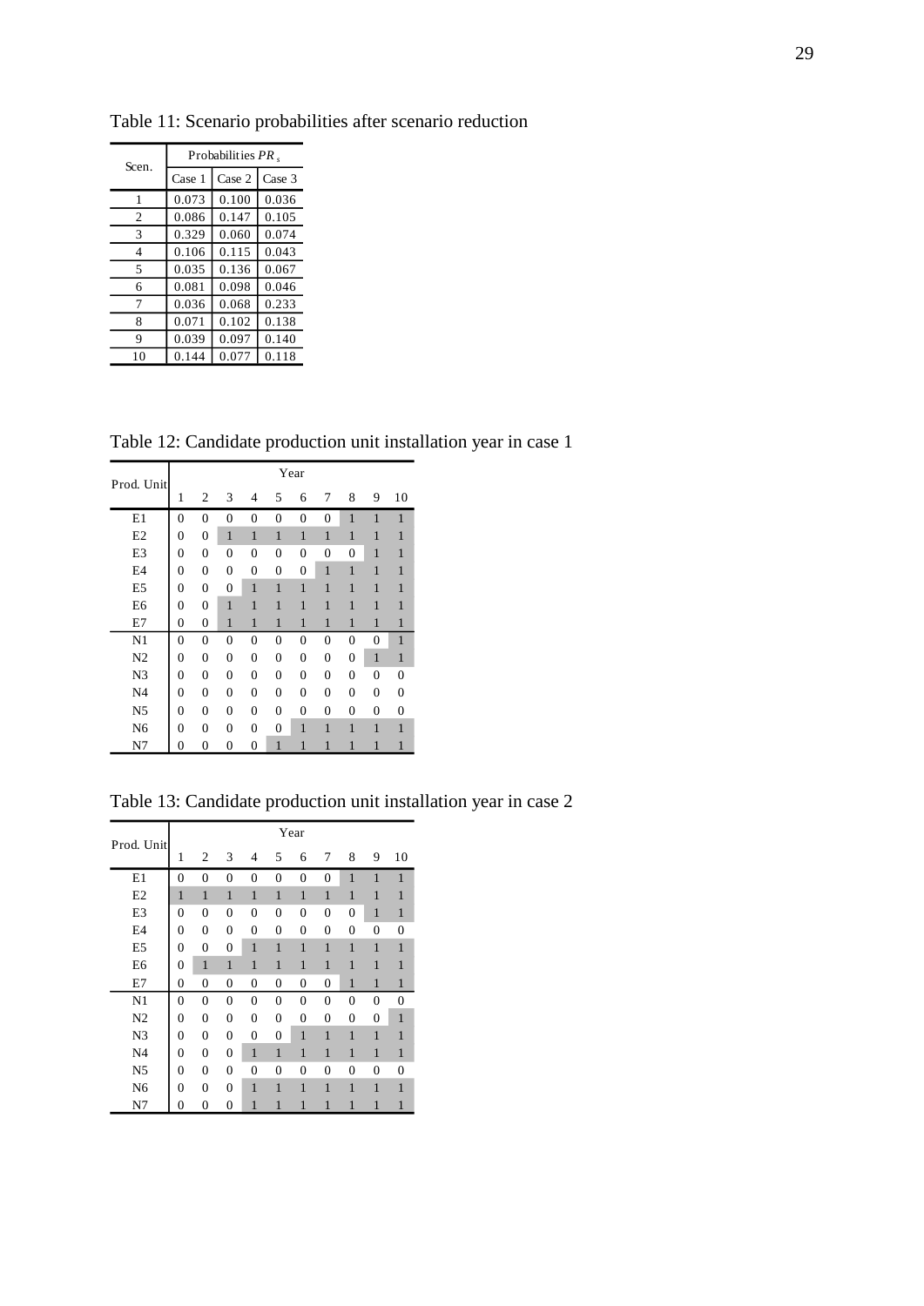Table 11: Scenario probabilities after scenario reduction

| Scen. | Probabilities $PR_s$ | | |
|---|---|---|---|
| | Case 1 | Case 2 | Case 3 |
| 1 | 0.073 | 0.100 | 0.036 |
| 2 | 0.086 | 0.147 | 0.105 |
| 3 | 0.329 | 0.060 | 0.074 |
| 4 | 0.106 | 0.115 | 0.043 |
| 5 | 0.035 | 0.136 | 0.067 |
| 6 | 0.081 | 0.098 | 0.046 |
| 7 | 0.036 | 0.068 | 0.233 |
| 8 | 0.071 | 0.102 | 0.138 |
| 9 | 0.039 | 0.097 | 0.140 |
| 10 | 0.144 | 0.077 | 0.118 |

Table 12: Candidate production unit installation year in case 1

| Prod. Unit | Year | | | | | | | | | |
|---|---|---|---|---|---|---|---|---|---|---|
| | 1 | 2 | 3 | 4 | 5 | 6 | 7 | 8 | 9 | 10 |
| E1 | 0 | 0 | 0 | 0 | 0 | 0 | 0 | 1 | 1 | 1 |
| E2 | 0 | 0 | 1 | 1 | 1 | 1 | 1 | 1 | 1 | 1 |
| E3 | 0 | 0 | 0 | 0 | 0 | 0 | 0 | 0 | 1 | 1 |
| E4 | 0 | 0 | 0 | 0 | 0 | 0 | 1 | 1 | 1 | 1 |
| E5 | 0 | 0 | 0 | 1 | 1 | 1 | 1 | 1 | 1 | 1 |
| E6 | 0 | 0 | 1 | 1 | 1 | 1 | 1 | 1 | 1 | 1 |
| E7 | 0 | 0 | 1 | 1 | 1 | 1 | 1 | 1 | 1 | 1 |
| N1 | 0 | 0 | 0 | 0 | 0 | 0 | 0 | 0 | 0 | 1 |
| N2 | 0 | 0 | 0 | 0 | 0 | 0 | 0 | 0 | 1 | 1 |
| N3 | 0 | 0 | 0 | 0 | 0 | 0 | 0 | 0 | 0 | 0 |
| N4 | 0 | 0 | 0 | 0 | 0 | 0 | 0 | 0 | 0 | 0 |
| N5 | 0 | 0 | 0 | 0 | 0 | 0 | 0 | 0 | 0 | 0 |
| N6 | 0 | 0 | 0 | 0 | 0 | 1 | 1 | 1 | 1 | 1 |
| N7 | 0 | 0 | 0 | 0 | 1 | 1 | 1 | 1 | 1 | 1 |

Table 13: Candidate production unit installation year in case 2

| Prod. Unit | Year | | | | | | | | | |
|---|---|---|---|---|---|---|---|---|---|---|
| | 1 | 2 | 3 | 4 | 5 | 6 | 7 | 8 | 9 | 10 |
| E1 | 0 | 0 | 0 | 0 | 0 | 0 | 0 | 1 | 1 | 1 |
| E2 | 1 | 1 | 1 | 1 | 1 | 1 | 1 | 1 | 1 | 1 |
| E3 | 0 | 0 | 0 | 0 | 0 | 0 | 0 | 0 | 1 | 1 |
| E4 | 0 | 0 | 0 | 0 | 0 | 0 | 0 | 0 | 0 | 0 |
| E5 | 0 | 0 | 0 | 1 | 1 | 1 | 1 | 1 | 1 | 1 |
| E6 | 0 | 1 | 1 | 1 | 1 | 1 | 1 | 1 | 1 | 1 |
| E7 | 0 | 0 | 0 | 0 | 0 | 0 | 0 | 1 | 1 | 1 |
| N1 | 0 | 0 | 0 | 0 | 0 | 0 | 0 | 0 | 0 | 0 |
| N2 | 0 | 0 | 0 | 0 | 0 | 0 | 0 | 0 | 0 | 1 |
| N3 | 0 | 0 | 0 | 0 | 0 | 1 | 1 | 1 | 1 | 1 |
| N4 | 0 | 0 | 0 | 1 | 1 | 1 | 1 | 1 | 1 | 1 |
| N5 | 0 | 0 | 0 | 0 | 0 | 0 | 0 | 0 | 0 | 0 |
| N6 | 0 | 0 | 0 | 1 | 1 | 1 | 1 | 1 | 1 | 1 |
| N7 | 0 | 0 | 0 | 1 | 1 | 1 | 1 | 1 | 1 | 1 |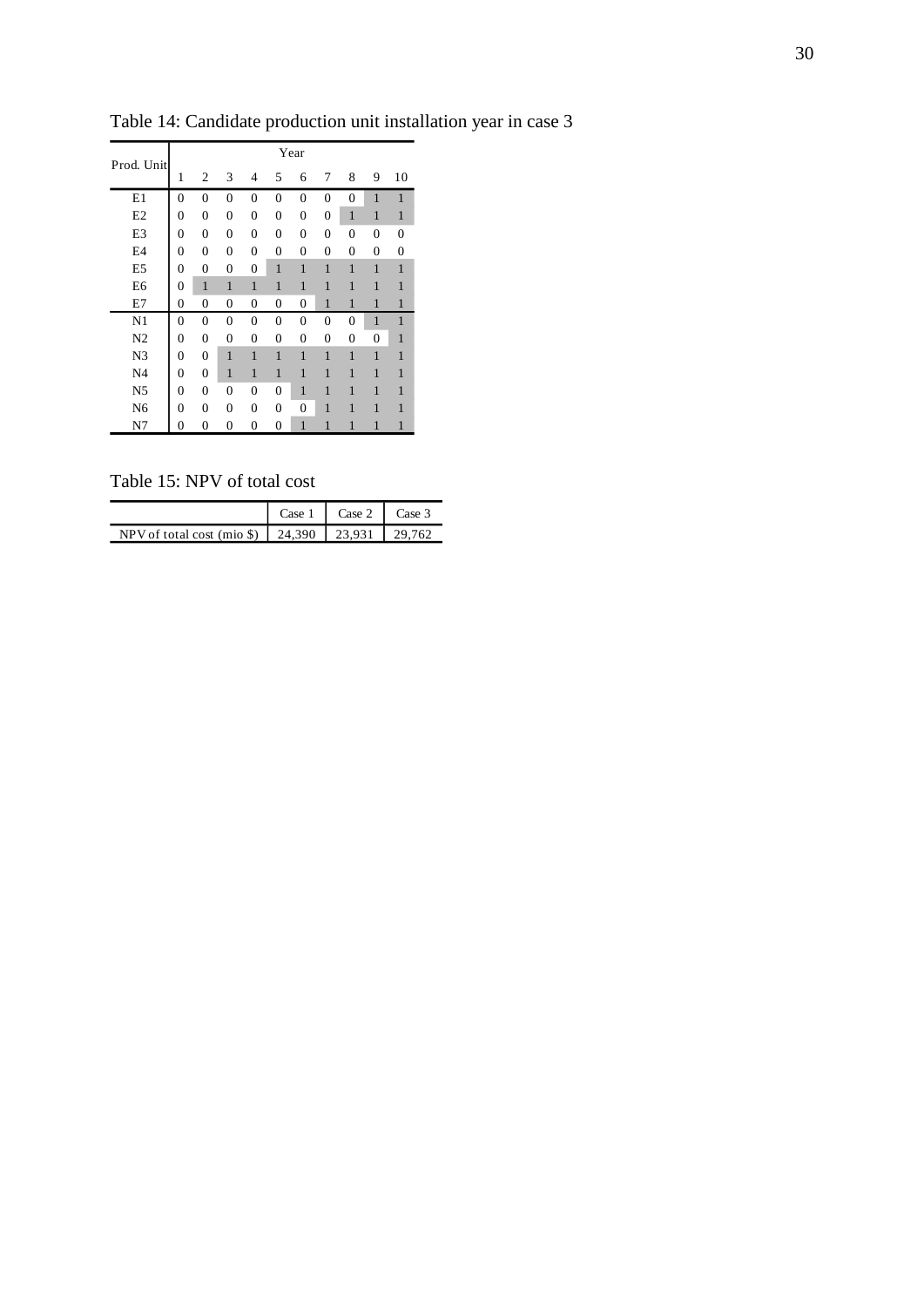Table 14: Candidate production unit installation year in case 3

| Prod. Unit | Year | | | | | | | | | |
|---|---|---|---|---|---|---|---|---|---|---|
| | 1 | 2 | 3 | 4 | 5 | 6 | 7 | 8 | 9 | 10 |
| E1 | 0 | 0 | 0 | 0 | 0 | 0 | 0 | 0 | 1 | 1 |
| E2 | 0 | 0 | 0 | 0 | 0 | 0 | 0 | 1 | 1 | 1 |
| E3 | 0 | 0 | 0 | 0 | 0 | 0 | 0 | 0 | 0 | 0 |
| E4 | 0 | 0 | 0 | 0 | 0 | 0 | 0 | 0 | 0 | 0 |
| E5 | 0 | 0 | 0 | 0 | 1 | 1 | 1 | 1 | 1 | 1 |
| E6 | 0 | 1 | 1 | 1 | 1 | 1 | 1 | 1 | 1 | 1 |
| E7 | 0 | 0 | 0 | 0 | 0 | 0 | 1 | 1 | 1 | 1 |
| N1 | 0 | 0 | 0 | 0 | 0 | 0 | 0 | 0 | 1 | 1 |
| N2 | 0 | 0 | 0 | 0 | 0 | 0 | 0 | 0 | 0 | 1 |
| N3 | 0 | 0 | 1 | 1 | 1 | 1 | 1 | 1 | 1 | 1 |
| N4 | 0 | 0 | 1 | 1 | 1 | 1 | 1 | 1 | 1 | 1 |
| N5 | 0 | 0 | 0 | 0 | 0 | 1 | 1 | 1 | 1 | 1 |
| N6 | 0 | 0 | 0 | 0 | 0 | 0 | 1 | 1 | 1 | 1 |
| N7 | 0 | 0 | 0 | 0 | 0 | 1 | 1 | 1 | 1 | 1 |

Table 15: NPV of total cost

| | Case 1 | Case 2 | Case 3 |
|---|---|---|---|
| NPV of total cost (mio $) | 24,390 | 23,931 | 29,762 |